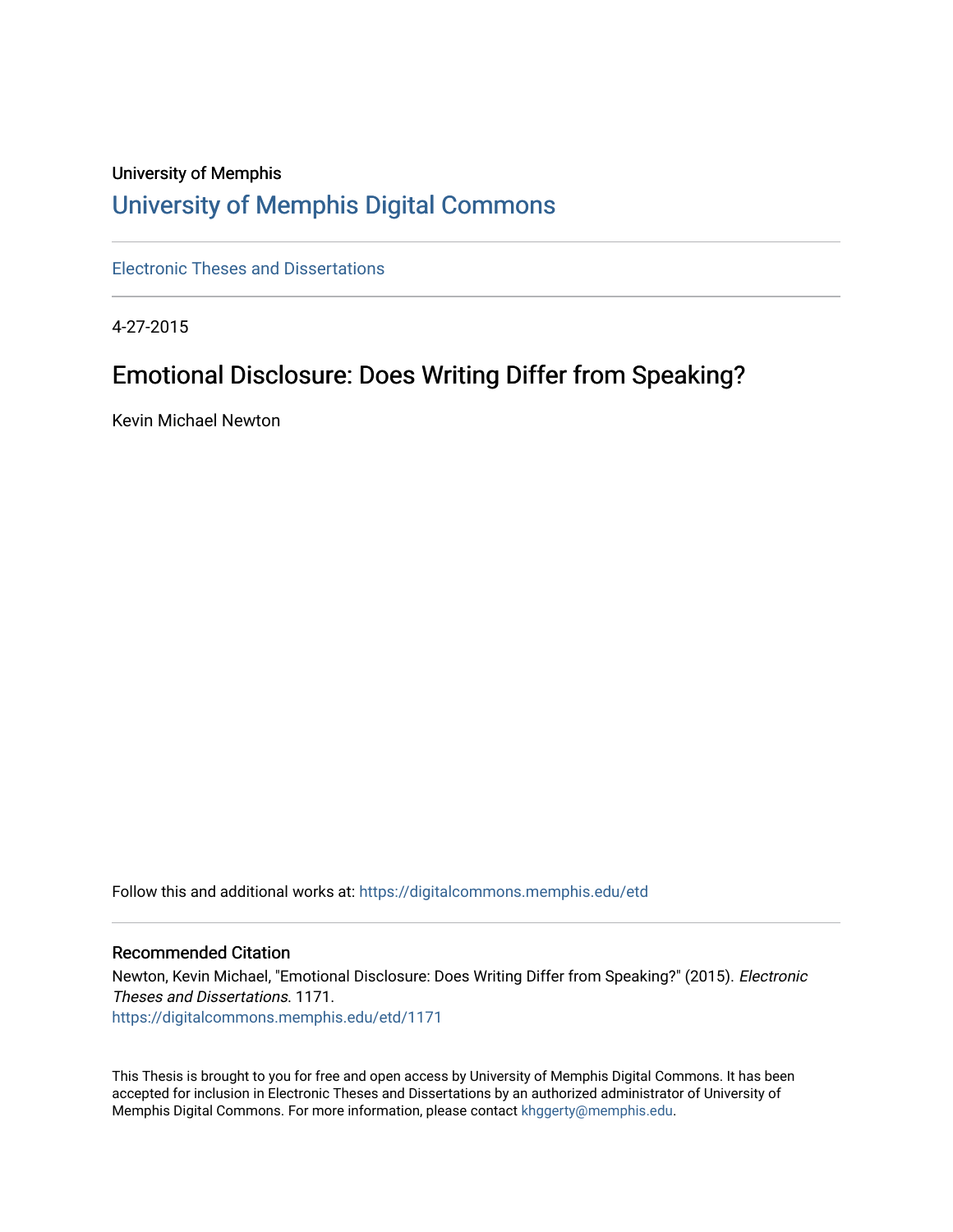University of Memphis

# University of Memphis Digital Commons

Electronic Theses and Dissertations

4-27-2015

## Emotional Disclosure: Does Writing Differ from Speaking?

Kevin Michael Newton

Follow this and additional works at: https://digitalcommons.memphis.edu/etd

### Recommended Citation

Newton, Kevin Michael, "Emotional Disclosure: Does Writing Differ from Speaking?" (2015). *Electronic Theses and Dissertations*. 1171.
https://digitalcommons.memphis.edu/etd/1171

This Thesis is brought to you for free and open access by University of Memphis Digital Commons. It has been accepted for inclusion in Electronic Theses and Dissertations by an authorized administrator of University of Memphis Digital Commons. For more information, please contact khggerty@memphis.edu.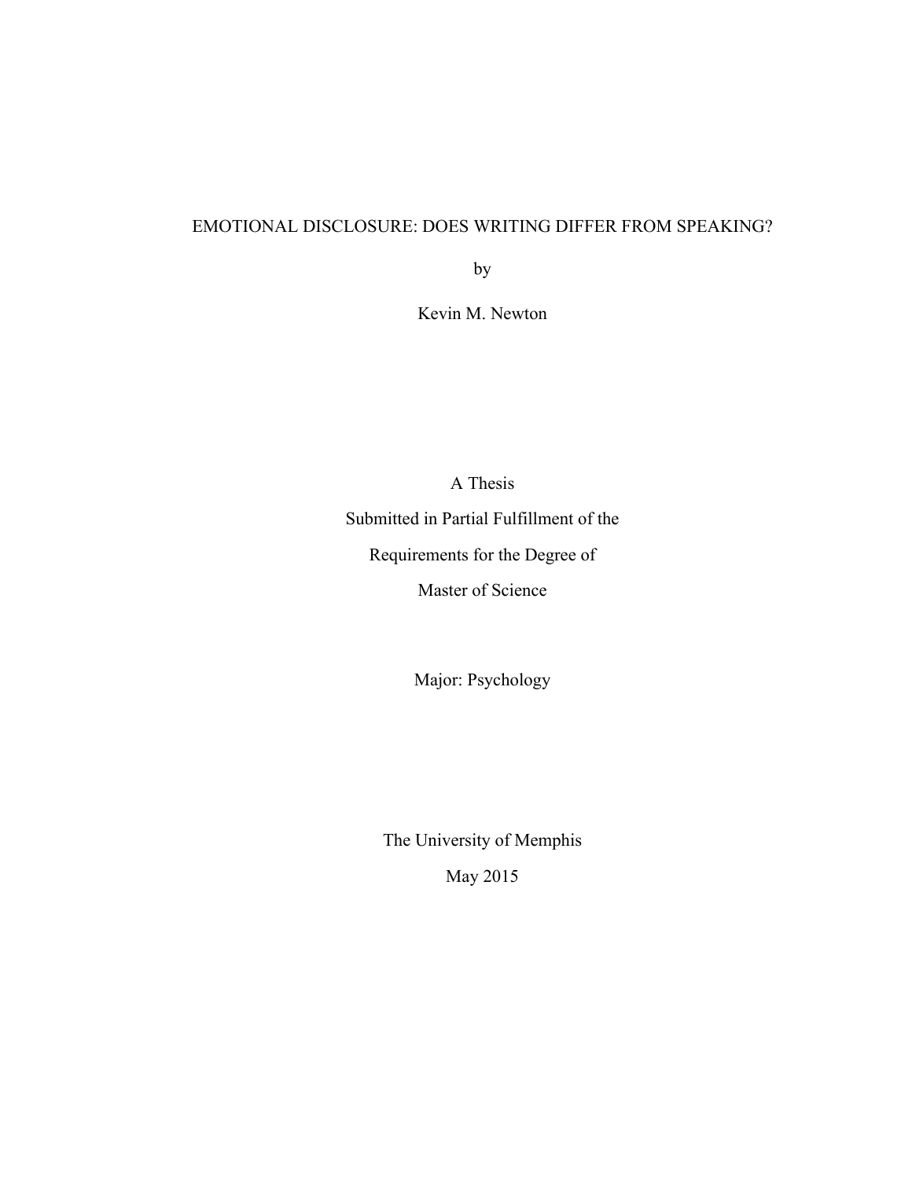# EMOTIONAL DISCLOSURE: DOES WRITING DIFFER FROM SPEAKING?

by

Kevin M. Newton

A Thesis

Submitted in Partial Fulfillment of the

Requirements for the Degree of

Master of Science

Major: Psychology

The University of Memphis

May 2015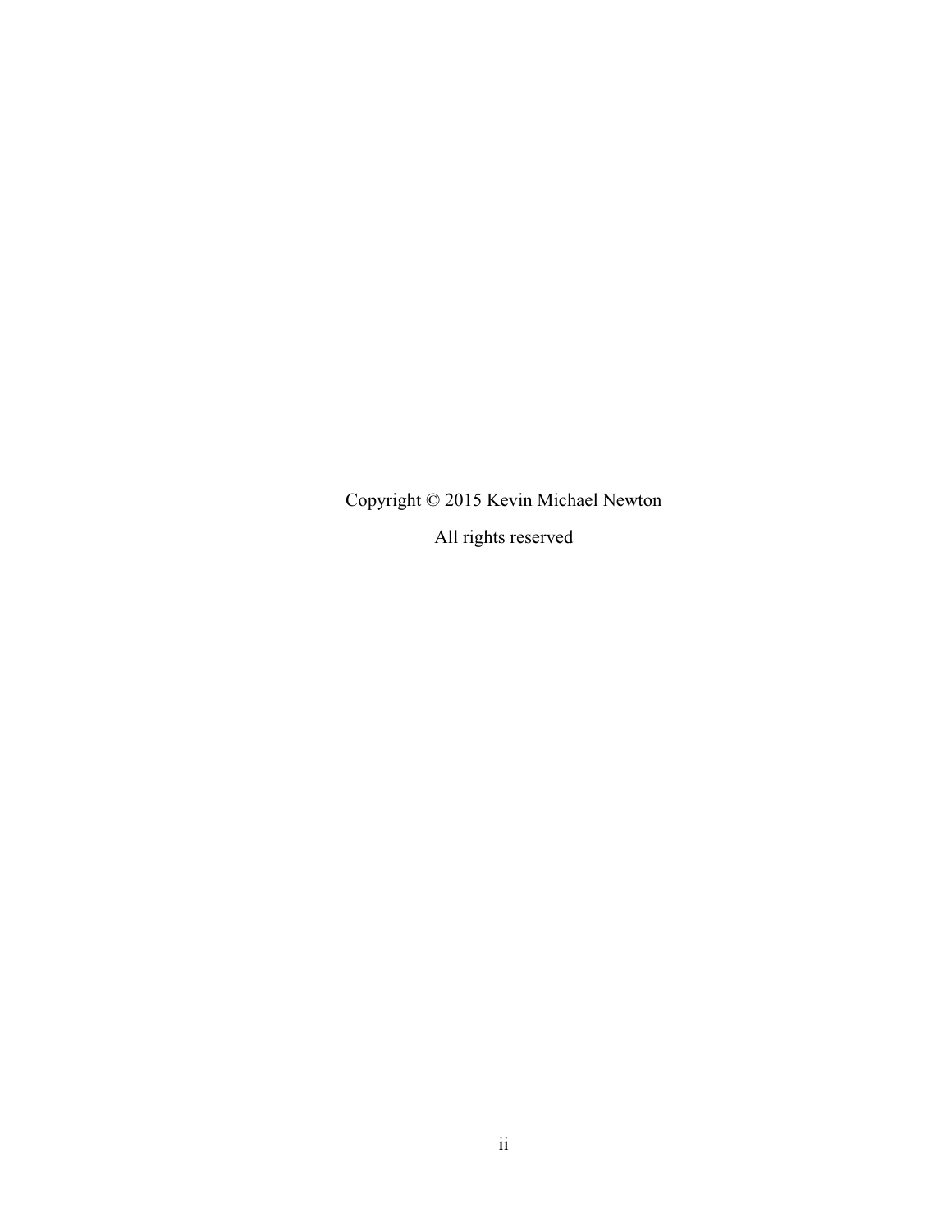Copyright © 2015 Kevin Michael Newton

All rights reserved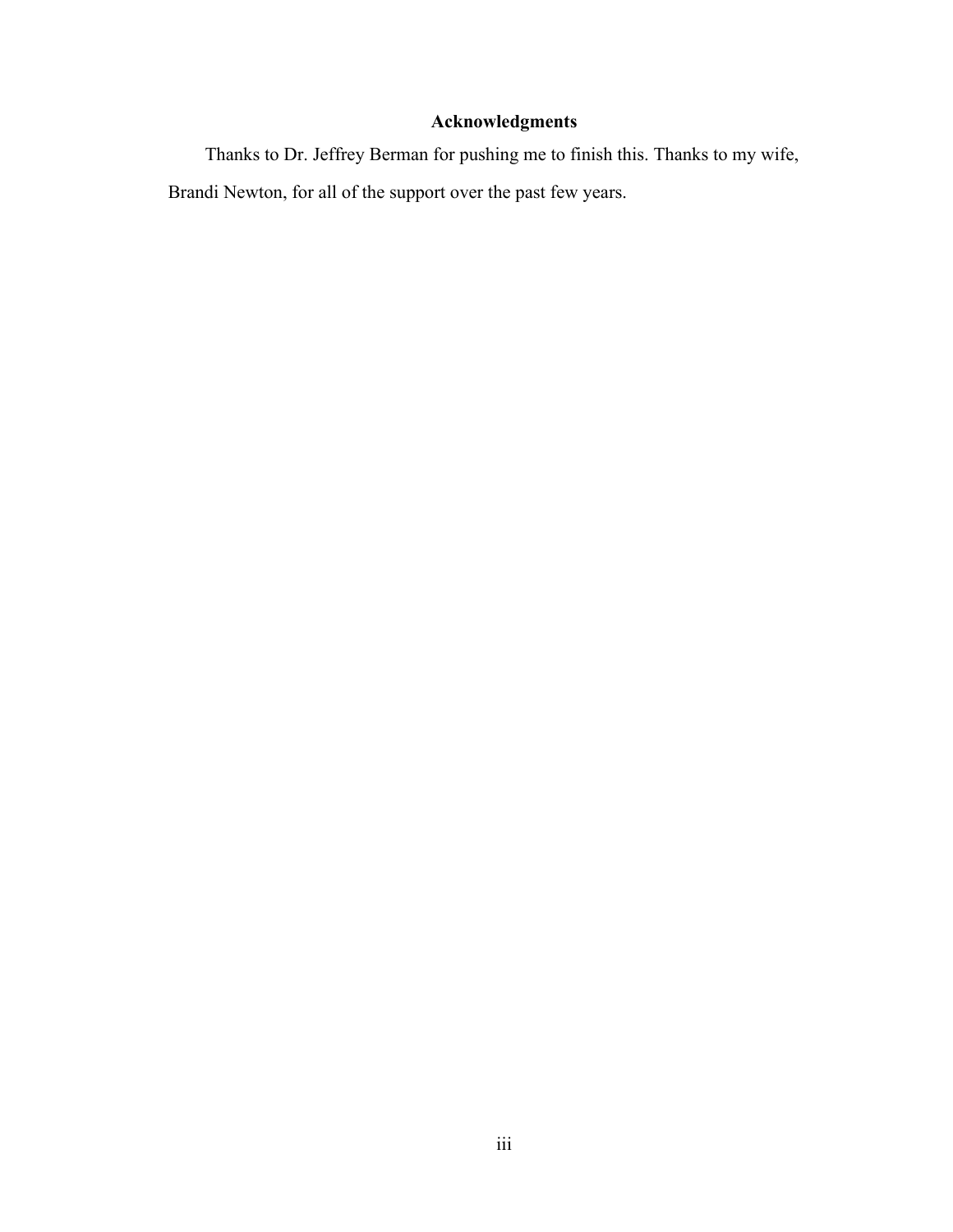## Acknowledgments

Thanks to Dr. Jeffrey Berman for pushing me to finish this. Thanks to my wife, Brandi Newton, for all of the support over the past few years.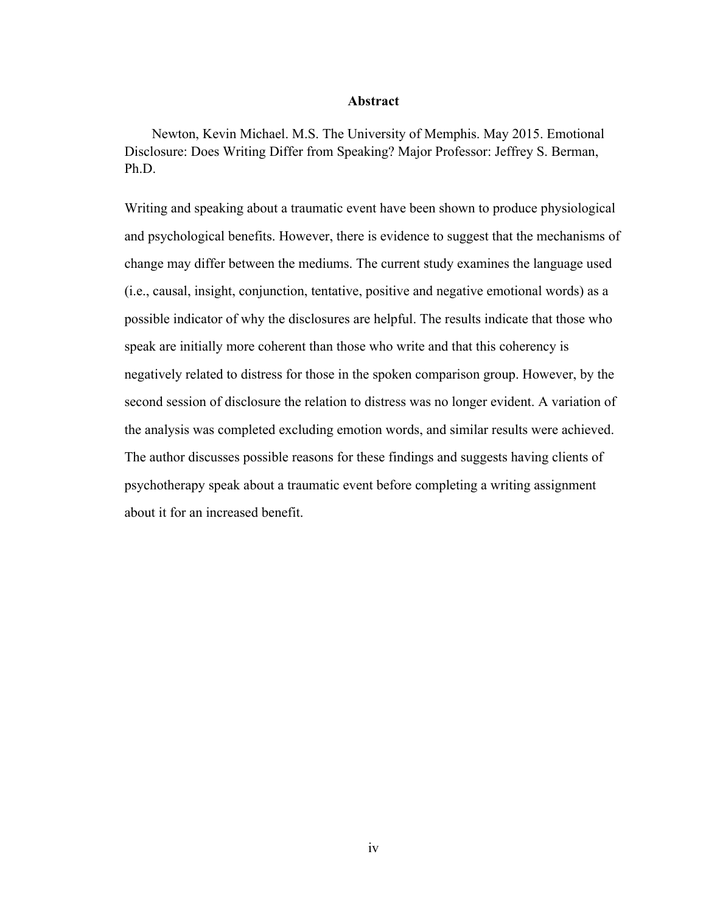## Abstract

Newton, Kevin Michael. M.S. The University of Memphis. May 2015. Emotional Disclosure: Does Writing Differ from Speaking? Major Professor: Jeffrey S. Berman, Ph.D.

Writing and speaking about a traumatic event have been shown to produce physiological and psychological benefits. However, there is evidence to suggest that the mechanisms of change may differ between the mediums. The current study examines the language used (i.e., causal, insight, conjunction, tentative, positive and negative emotional words) as a possible indicator of why the disclosures are helpful. The results indicate that those who speak are initially more coherent than those who write and that this coherency is negatively related to distress for those in the spoken comparison group. However, by the second session of disclosure the relation to distress was no longer evident. A variation of the analysis was completed excluding emotion words, and similar results were achieved. The author discusses possible reasons for these findings and suggests having clients of psychotherapy speak about a traumatic event before completing a writing assignment about it for an increased benefit.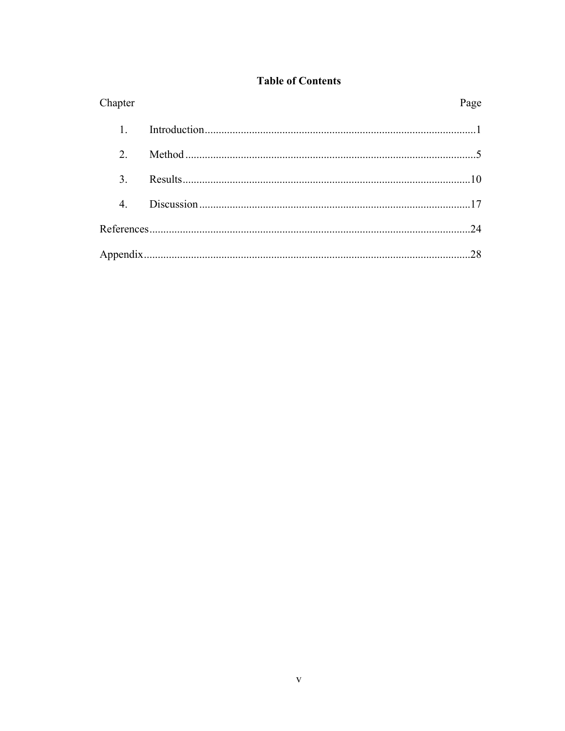# Table of Contents

| Chapter | | Page |
|---|---|---|
| 1. | Introduction | 1 |
| 2. | Method | 5 |
| 3. | Results | 10 |
| 4. | Discussion | 17 |
| References | | 24 |
| Appendix | | 28 |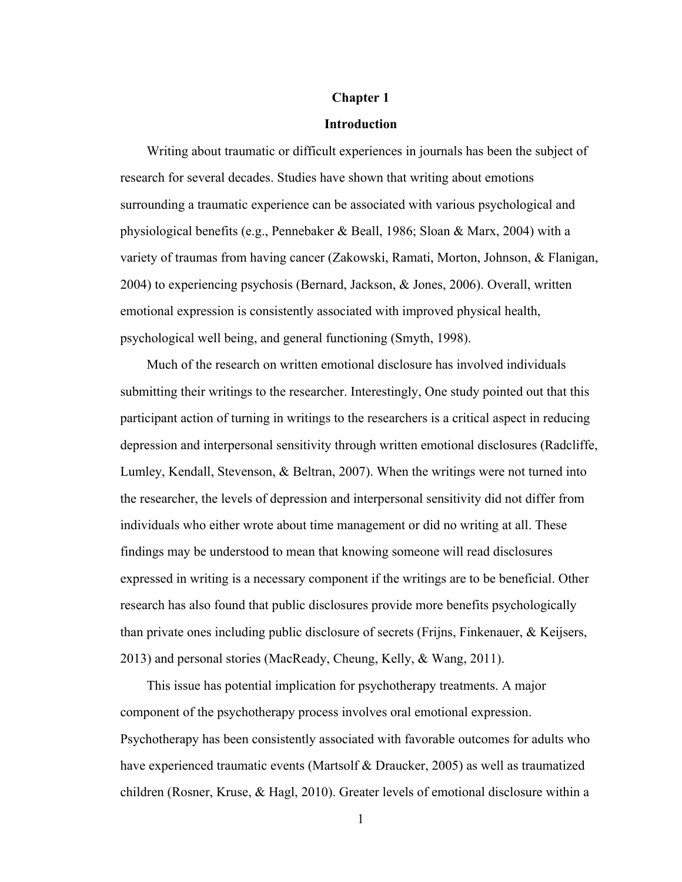# Chapter 1

## Introduction

Writing about traumatic or difficult experiences in journals has been the subject of research for several decades. Studies have shown that writing about emotions surrounding a traumatic experience can be associated with various psychological and physiological benefits (e.g., Pennebaker & Beall, 1986; Sloan & Marx, 2004) with a variety of traumas from having cancer (Zakowski, Ramati, Morton, Johnson, & Flanigan, 2004) to experiencing psychosis (Bernard, Jackson, & Jones, 2006). Overall, written emotional expression is consistently associated with improved physical health, psychological well being, and general functioning (Smyth, 1998).

Much of the research on written emotional disclosure has involved individuals submitting their writings to the researcher. Interestingly, One study pointed out that this participant action of turning in writings to the researchers is a critical aspect in reducing depression and interpersonal sensitivity through written emotional disclosures (Radcliffe, Lumley, Kendall, Stevenson, & Beltran, 2007). When the writings were not turned into the researcher, the levels of depression and interpersonal sensitivity did not differ from individuals who either wrote about time management or did no writing at all. These findings may be understood to mean that knowing someone will read disclosures expressed in writing is a necessary component if the writings are to be beneficial. Other research has also found that public disclosures provide more benefits psychologically than private ones including public disclosure of secrets (Frijns, Finkenauer, & Keijsers, 2013) and personal stories (MacReady, Cheung, Kelly, & Wang, 2011).

This issue has potential implication for psychotherapy treatments. A major component of the psychotherapy process involves oral emotional expression. Psychotherapy has been consistently associated with favorable outcomes for adults who have experienced traumatic events (Martsolf & Draucker, 2005) as well as traumatized children (Rosner, Kruse, & Hagl, 2010). Greater levels of emotional disclosure within a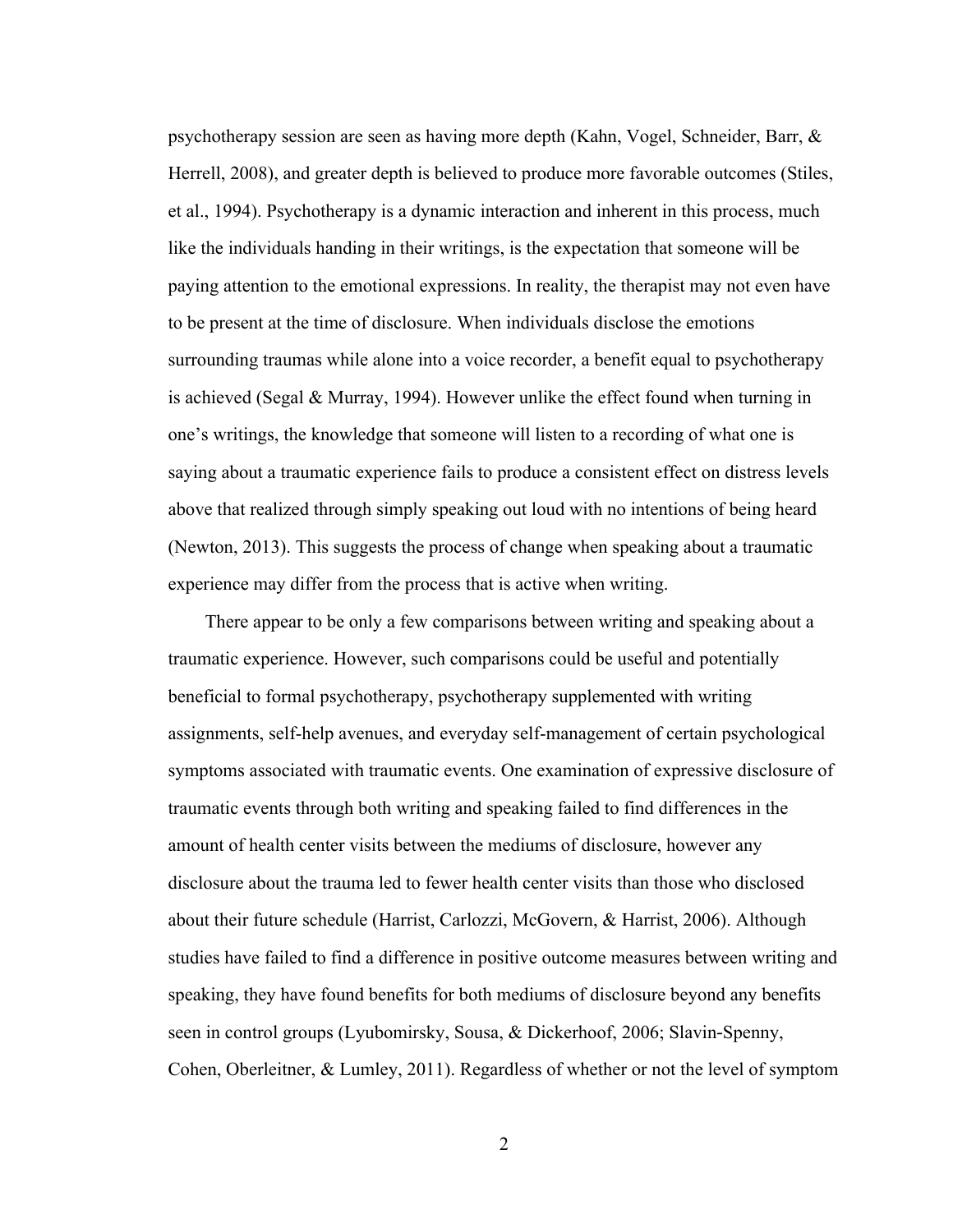psychotherapy session are seen as having more depth (Kahn, Vogel, Schneider, Barr, & Herrell, 2008), and greater depth is believed to produce more favorable outcomes (Stiles, et al., 1994). Psychotherapy is a dynamic interaction and inherent in this process, much like the individuals handing in their writings, is the expectation that someone will be paying attention to the emotional expressions. In reality, the therapist may not even have to be present at the time of disclosure. When individuals disclose the emotions surrounding traumas while alone into a voice recorder, a benefit equal to psychotherapy is achieved (Segal & Murray, 1994). However unlike the effect found when turning in one's writings, the knowledge that someone will listen to a recording of what one is saying about a traumatic experience fails to produce a consistent effect on distress levels above that realized through simply speaking out loud with no intentions of being heard (Newton, 2013). This suggests the process of change when speaking about a traumatic experience may differ from the process that is active when writing.

There appear to be only a few comparisons between writing and speaking about a traumatic experience. However, such comparisons could be useful and potentially beneficial to formal psychotherapy, psychotherapy supplemented with writing assignments, self-help avenues, and everyday self-management of certain psychological symptoms associated with traumatic events. One examination of expressive disclosure of traumatic events through both writing and speaking failed to find differences in the amount of health center visits between the mediums of disclosure, however any disclosure about the trauma led to fewer health center visits than those who disclosed about their future schedule (Harrist, Carlozzi, McGovern, & Harrist, 2006). Although studies have failed to find a difference in positive outcome measures between writing and speaking, they have found benefits for both mediums of disclosure beyond any benefits seen in control groups (Lyubomirsky, Sousa, & Dickerhoof, 2006; Slavin-Spenny, Cohen, Oberleitner, & Lumley, 2011). Regardless of whether or not the level of symptom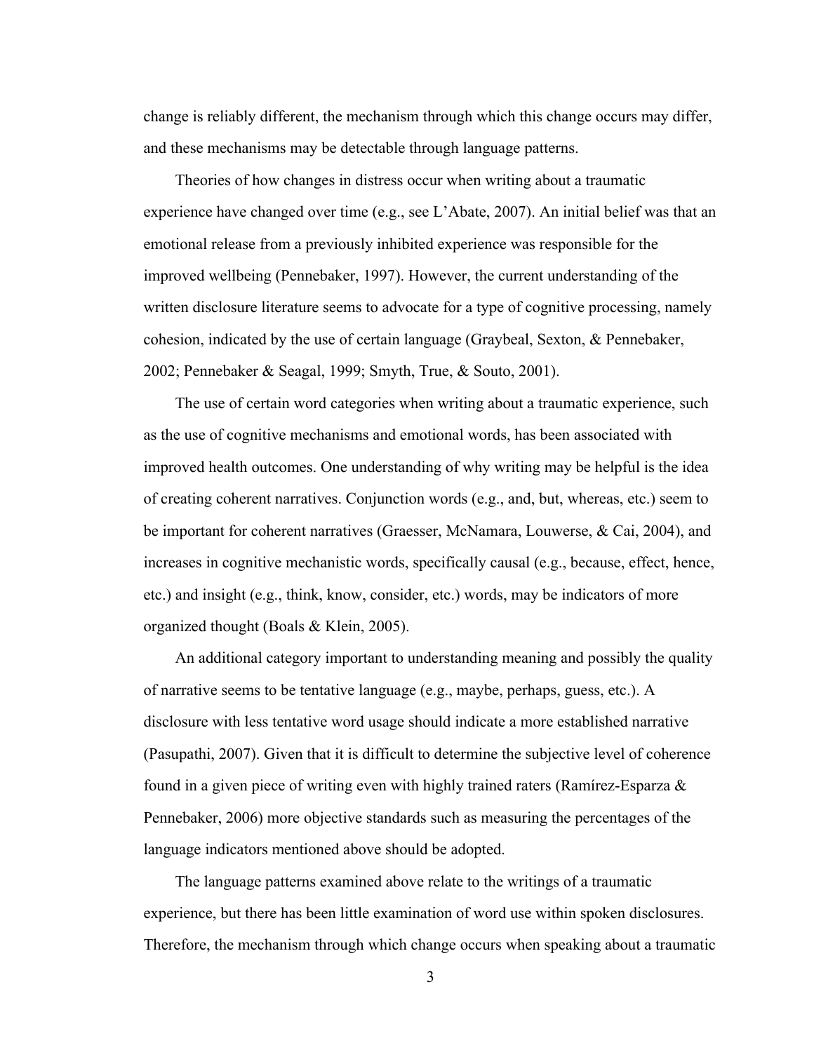change is reliably different, the mechanism through which this change occurs may differ, and these mechanisms may be detectable through language patterns.

Theories of how changes in distress occur when writing about a traumatic experience have changed over time (e.g., see L'Abate, 2007). An initial belief was that an emotional release from a previously inhibited experience was responsible for the improved wellbeing (Pennebaker, 1997). However, the current understanding of the written disclosure literature seems to advocate for a type of cognitive processing, namely cohesion, indicated by the use of certain language (Graybeal, Sexton, & Pennebaker, 2002; Pennebaker & Seagal, 1999; Smyth, True, & Souto, 2001).

The use of certain word categories when writing about a traumatic experience, such as the use of cognitive mechanisms and emotional words, has been associated with improved health outcomes. One understanding of why writing may be helpful is the idea of creating coherent narratives. Conjunction words (e.g., and, but, whereas, etc.) seem to be important for coherent narratives (Graesser, McNamara, Louwerse, & Cai, 2004), and increases in cognitive mechanistic words, specifically causal (e.g., because, effect, hence, etc.) and insight (e.g., think, know, consider, etc.) words, may be indicators of more organized thought (Boals & Klein, 2005).

An additional category important to understanding meaning and possibly the quality of narrative seems to be tentative language (e.g., maybe, perhaps, guess, etc.). A disclosure with less tentative word usage should indicate a more established narrative (Pasupathi, 2007). Given that it is difficult to determine the subjective level of coherence found in a given piece of writing even with highly trained raters (Ramírez-Esparza & Pennebaker, 2006) more objective standards such as measuring the percentages of the language indicators mentioned above should be adopted.

The language patterns examined above relate to the writings of a traumatic experience, but there has been little examination of word use within spoken disclosures. Therefore, the mechanism through which change occurs when speaking about a traumatic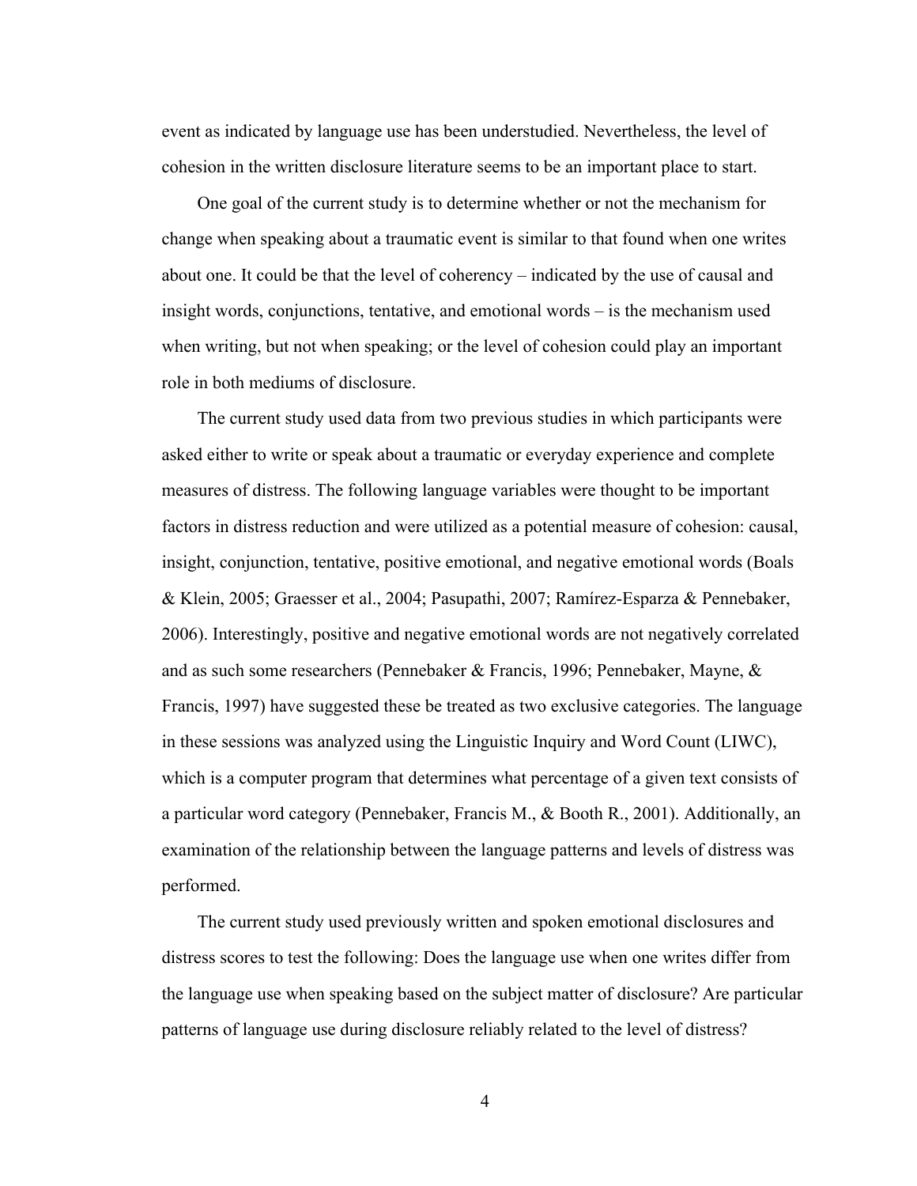event as indicated by language use has been understudied. Nevertheless, the level of cohesion in the written disclosure literature seems to be an important place to start.

One goal of the current study is to determine whether or not the mechanism for change when speaking about a traumatic event is similar to that found when one writes about one. It could be that the level of coherency – indicated by the use of causal and insight words, conjunctions, tentative, and emotional words – is the mechanism used when writing, but not when speaking; or the level of cohesion could play an important role in both mediums of disclosure.

The current study used data from two previous studies in which participants were asked either to write or speak about a traumatic or everyday experience and complete measures of distress. The following language variables were thought to be important factors in distress reduction and were utilized as a potential measure of cohesion: causal, insight, conjunction, tentative, positive emotional, and negative emotional words (Boals & Klein, 2005; Graesser et al., 2004; Pasupathi, 2007; Ramírez-Esparza & Pennebaker, 2006). Interestingly, positive and negative emotional words are not negatively correlated and as such some researchers (Pennebaker & Francis, 1996; Pennebaker, Mayne, & Francis, 1997) have suggested these be treated as two exclusive categories. The language in these sessions was analyzed using the Linguistic Inquiry and Word Count (LIWC), which is a computer program that determines what percentage of a given text consists of a particular word category (Pennebaker, Francis M., & Booth R., 2001). Additionally, an examination of the relationship between the language patterns and levels of distress was performed.

The current study used previously written and spoken emotional disclosures and distress scores to test the following: Does the language use when one writes differ from the language use when speaking based on the subject matter of disclosure? Are particular patterns of language use during disclosure reliably related to the level of distress?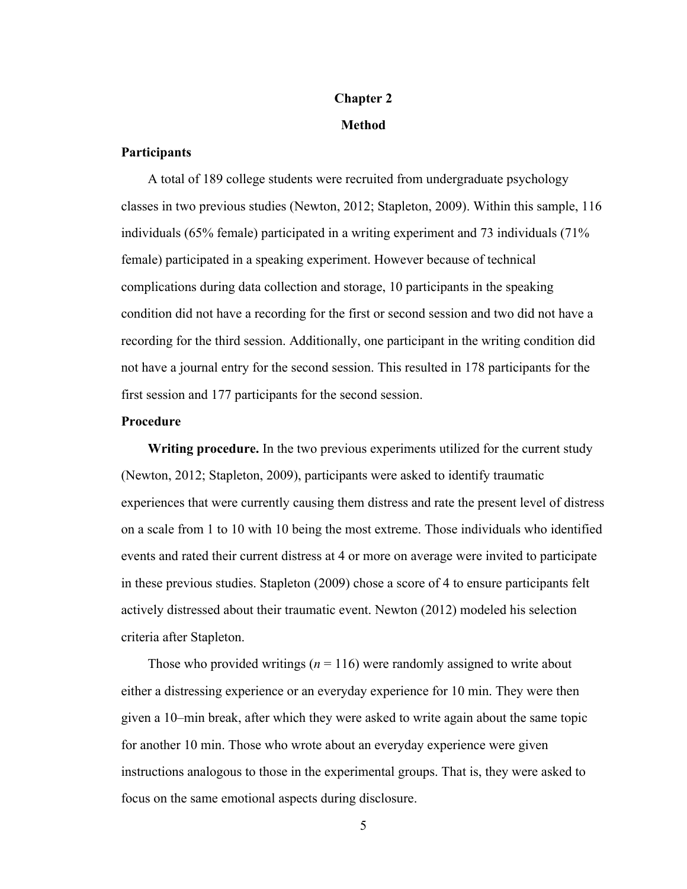# Chapter 2

## Method

### Participants

A total of 189 college students were recruited from undergraduate psychology classes in two previous studies (Newton, 2012; Stapleton, 2009). Within this sample, 116 individuals (65% female) participated in a writing experiment and 73 individuals (71% female) participated in a speaking experiment. However because of technical complications during data collection and storage, 10 participants in the speaking condition did not have a recording for the first or second session and two did not have a recording for the third session. Additionally, one participant in the writing condition did not have a journal entry for the second session. This resulted in 178 participants for the first session and 177 participants for the second session.

### Procedure

**Writing procedure.** In the two previous experiments utilized for the current study (Newton, 2012; Stapleton, 2009), participants were asked to identify traumatic experiences that were currently causing them distress and rate the present level of distress on a scale from 1 to 10 with 10 being the most extreme. Those individuals who identified events and rated their current distress at 4 or more on average were invited to participate in these previous studies. Stapleton (2009) chose a score of 4 to ensure participants felt actively distressed about their traumatic event. Newton (2012) modeled his selection criteria after Stapleton.

Those who provided writings ($n$ = 116) were randomly assigned to write about either a distressing experience or an everyday experience for 10 min. They were then given a 10–min break, after which they were asked to write again about the same topic for another 10 min. Those who wrote about an everyday experience were given instructions analogous to those in the experimental groups. That is, they were asked to focus on the same emotional aspects during disclosure.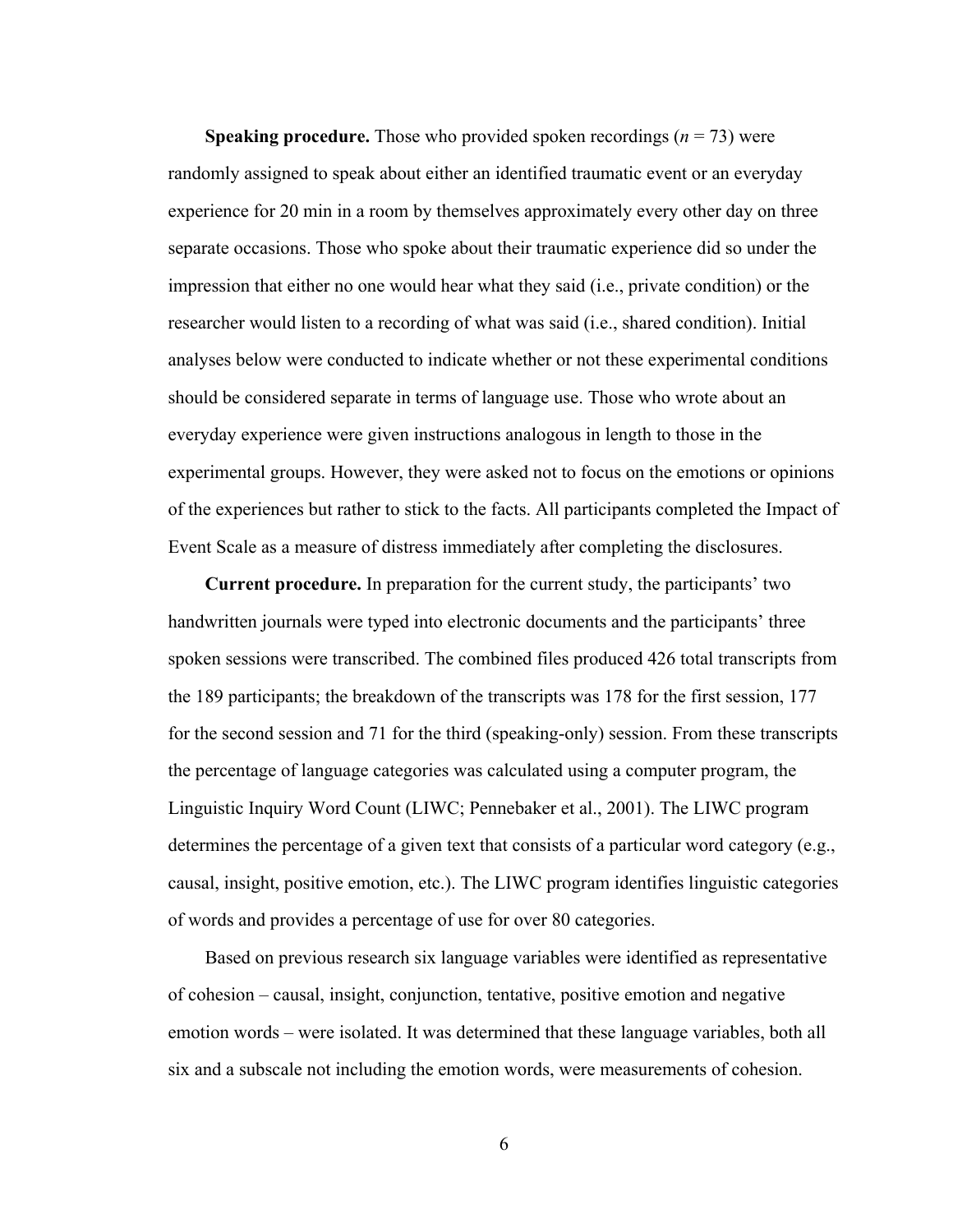**Speaking procedure.** Those who provided spoken recordings (*n* = 73) were randomly assigned to speak about either an identified traumatic event or an everyday experience for 20 min in a room by themselves approximately every other day on three separate occasions. Those who spoke about their traumatic experience did so under the impression that either no one would hear what they said (i.e., private condition) or the researcher would listen to a recording of what was said (i.e., shared condition). Initial analyses below were conducted to indicate whether or not these experimental conditions should be considered separate in terms of language use. Those who wrote about an everyday experience were given instructions analogous in length to those in the experimental groups. However, they were asked not to focus on the emotions or opinions of the experiences but rather to stick to the facts. All participants completed the Impact of Event Scale as a measure of distress immediately after completing the disclosures.

**Current procedure.** In preparation for the current study, the participants' two handwritten journals were typed into electronic documents and the participants' three spoken sessions were transcribed. The combined files produced 426 total transcripts from the 189 participants; the breakdown of the transcripts was 178 for the first session, 177 for the second session and 71 for the third (speaking-only) session. From these transcripts the percentage of language categories was calculated using a computer program, the Linguistic Inquiry Word Count (LIWC; Pennebaker et al., 2001). The LIWC program determines the percentage of a given text that consists of a particular word category (e.g., causal, insight, positive emotion, etc.). The LIWC program identifies linguistic categories of words and provides a percentage of use for over 80 categories.

Based on previous research six language variables were identified as representative of cohesion – causal, insight, conjunction, tentative, positive emotion and negative emotion words – were isolated. It was determined that these language variables, both all six and a subscale not including the emotion words, were measurements of cohesion.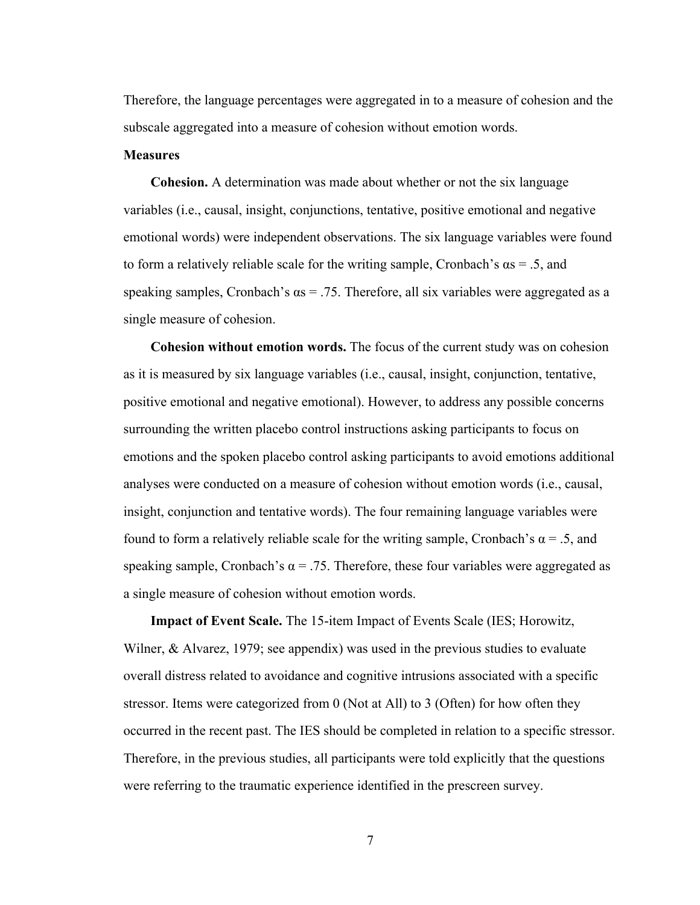Therefore, the language percentages were aggregated in to a measure of cohesion and the subscale aggregated into a measure of cohesion without emotion words.

**Measures**

**Cohesion.** A determination was made about whether or not the six language variables (i.e., causal, insight, conjunctions, tentative, positive emotional and negative emotional words) were independent observations. The six language variables were found to form a relatively reliable scale for the writing sample, Cronbach's $\alpha$s = .5, and speaking samples, Cronbach's $\alpha$s = .75. Therefore, all six variables were aggregated as a single measure of cohesion.

**Cohesion without emotion words.** The focus of the current study was on cohesion as it is measured by six language variables (i.e., causal, insight, conjunction, tentative, positive emotional and negative emotional). However, to address any possible concerns surrounding the written placebo control instructions asking participants to focus on emotions and the spoken placebo control asking participants to avoid emotions additional analyses were conducted on a measure of cohesion without emotion words (i.e., causal, insight, conjunction and tentative words). The four remaining language variables were found to form a relatively reliable scale for the writing sample, Cronbach's $\alpha$ = .5, and speaking sample, Cronbach's $\alpha$ = .75. Therefore, these four variables were aggregated as a single measure of cohesion without emotion words.

**Impact of Event Scale.** The 15-item Impact of Events Scale (IES; Horowitz, Wilner, & Alvarez, 1979; see appendix) was used in the previous studies to evaluate overall distress related to avoidance and cognitive intrusions associated with a specific stressor. Items were categorized from 0 (Not at All) to 3 (Often) for how often they occurred in the recent past. The IES should be completed in relation to a specific stressor. Therefore, in the previous studies, all participants were told explicitly that the questions were referring to the traumatic experience identified in the prescreen survey.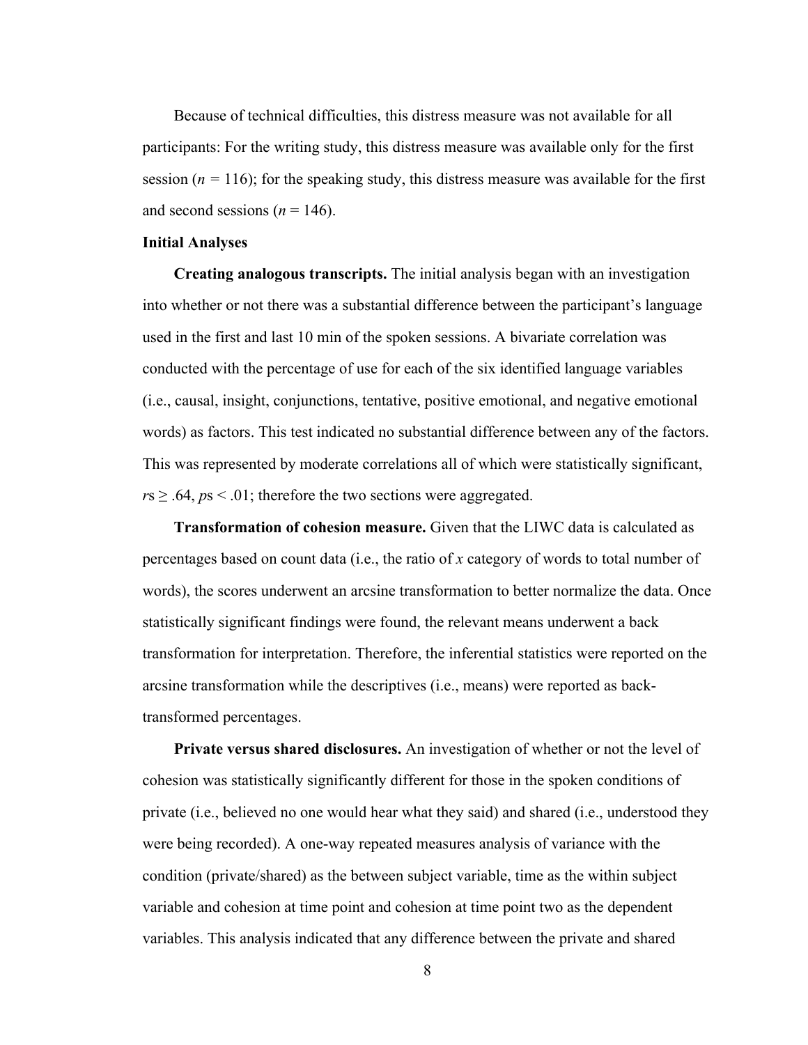Because of technical difficulties, this distress measure was not available for all participants: For the writing study, this distress measure was available only for the first session ($n$ = 116); for the speaking study, this distress measure was available for the first and second sessions ($n$ = 146).

### Initial Analyses

**Creating analogous transcripts.** The initial analysis began with an investigation into whether or not there was a substantial difference between the participant's language used in the first and last 10 min of the spoken sessions. A bivariate correlation was conducted with the percentage of use for each of the six identified language variables (i.e., causal, insight, conjunctions, tentative, positive emotional, and negative emotional words) as factors. This test indicated no substantial difference between any of the factors. This was represented by moderate correlations all of which were statistically significant, $r$s ≥ .64, $p$s < .01; therefore the two sections were aggregated.

**Transformation of cohesion measure.** Given that the LIWC data is calculated as percentages based on count data (i.e., the ratio of $x$ category of words to total number of words), the scores underwent an arcsine transformation to better normalize the data. Once statistically significant findings were found, the relevant means underwent a back transformation for interpretation. Therefore, the inferential statistics were reported on the arcsine transformation while the descriptives (i.e., means) were reported as back-transformed percentages.

**Private versus shared disclosures.** An investigation of whether or not the level of cohesion was statistically significantly different for those in the spoken conditions of private (i.e., believed no one would hear what they said) and shared (i.e., understood they were being recorded). A one-way repeated measures analysis of variance with the condition (private/shared) as the between subject variable, time as the within subject variable and cohesion at time point and cohesion at time point two as the dependent variables. This analysis indicated that any difference between the private and shared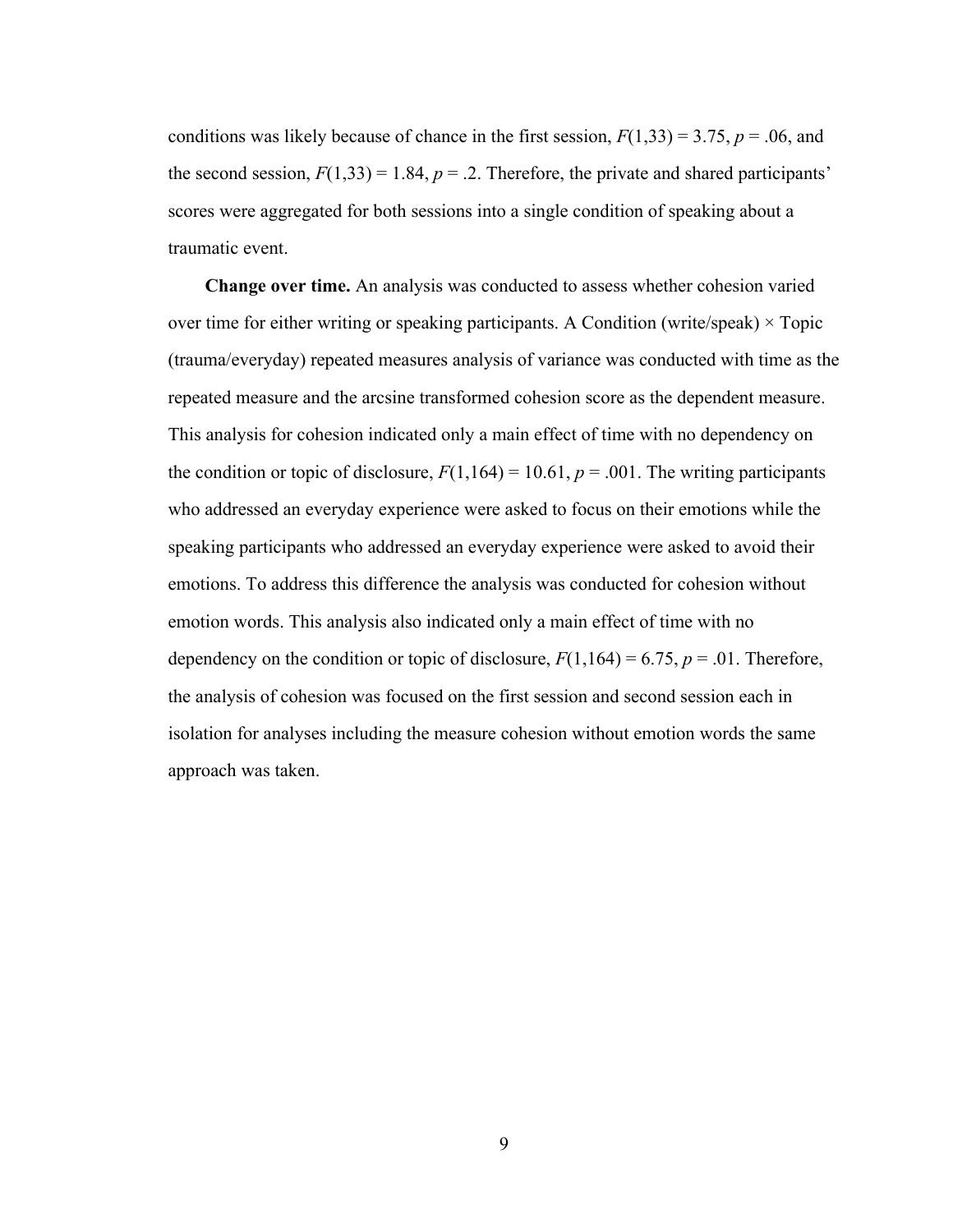conditions was likely because of chance in the first session, $F(1,33) = 3.75$, $p = .06$, and the second session, $F(1,33) = 1.84$, $p = .2$. Therefore, the private and shared participants' scores were aggregated for both sessions into a single condition of speaking about a traumatic event.

**Change over time.** An analysis was conducted to assess whether cohesion varied over time for either writing or speaking participants. A Condition (write/speak) × Topic (trauma/everyday) repeated measures analysis of variance was conducted with time as the repeated measure and the arcsine transformed cohesion score as the dependent measure. This analysis for cohesion indicated only a main effect of time with no dependency on the condition or topic of disclosure, $F(1,164) = 10.61$, $p = .001$. The writing participants who addressed an everyday experience were asked to focus on their emotions while the speaking participants who addressed an everyday experience were asked to avoid their emotions. To address this difference the analysis was conducted for cohesion without emotion words. This analysis also indicated only a main effect of time with no dependency on the condition or topic of disclosure, $F(1,164) = 6.75$, $p = .01$. Therefore, the analysis of cohesion was focused on the first session and second session each in isolation for analyses including the measure cohesion without emotion words the same approach was taken.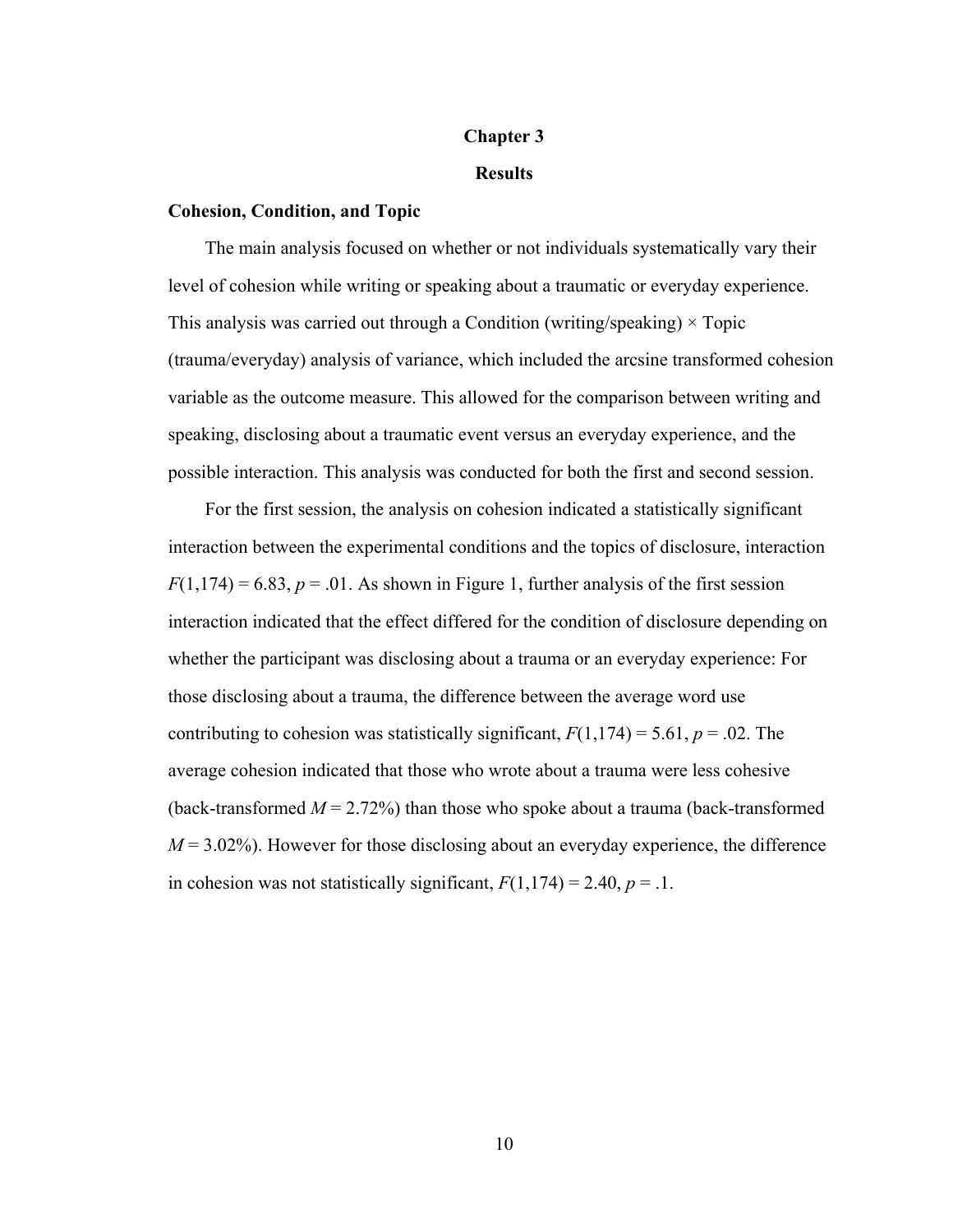# Chapter 3

# Results

## Cohesion, Condition, and Topic

The main analysis focused on whether or not individuals systematically vary their level of cohesion while writing or speaking about a traumatic or everyday experience. This analysis was carried out through a Condition (writing/speaking) × Topic (trauma/everyday) analysis of variance, which included the arcsine transformed cohesion variable as the outcome measure. This allowed for the comparison between writing and speaking, disclosing about a traumatic event versus an everyday experience, and the possible interaction. This analysis was conducted for both the first and second session.

For the first session, the analysis on cohesion indicated a statistically significant interaction between the experimental conditions and the topics of disclosure, interaction $F(1,174) = 6.83$, $p = .01$. As shown in Figure 1, further analysis of the first session interaction indicated that the effect differed for the condition of disclosure depending on whether the participant was disclosing about a trauma or an everyday experience: For those disclosing about a trauma, the difference between the average word use contributing to cohesion was statistically significant, $F(1,174) = 5.61$, $p = .02$. The average cohesion indicated that those who wrote about a trauma were less cohesive (back-transformed $M = 2.72\%$) than those who spoke about a trauma (back-transformed $M = 3.02\%$). However for those disclosing about an everyday experience, the difference in cohesion was not statistically significant, $F(1,174) = 2.40$, $p = .1$.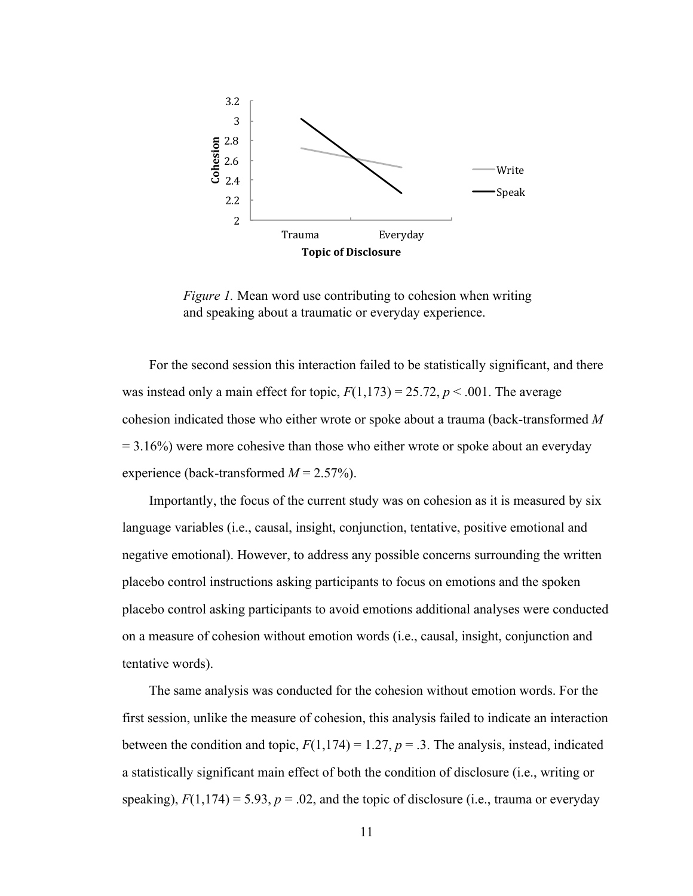*Figure 1.* Mean word use contributing to cohesion when writing and speaking about a traumatic or everyday experience.

For the second session this interaction failed to be statistically significant, and there was instead only a main effect for topic, $F(1,173) = 25.72$, $p < .001$. The average cohesion indicated those who either wrote or spoke about a trauma (back-transformed $M = 3.16\%$) were more cohesive than those who either wrote or spoke about an everyday experience (back-transformed $M = 2.57\%$).

Importantly, the focus of the current study was on cohesion as it is measured by six language variables (i.e., causal, insight, conjunction, tentative, positive emotional and negative emotional). However, to address any possible concerns surrounding the written placebo control instructions asking participants to focus on emotions and the spoken placebo control asking participants to avoid emotions additional analyses were conducted on a measure of cohesion without emotion words (i.e., causal, insight, conjunction and tentative words).

The same analysis was conducted for the cohesion without emotion words. For the first session, unlike the measure of cohesion, this analysis failed to indicate an interaction between the condition and topic, $F(1,174) = 1.27$, $p = .3$. The analysis, instead, indicated a statistically significant main effect of both the condition of disclosure (i.e., writing or speaking), $F(1,174) = 5.93$, $p = .02$, and the topic of disclosure (i.e., trauma or everyday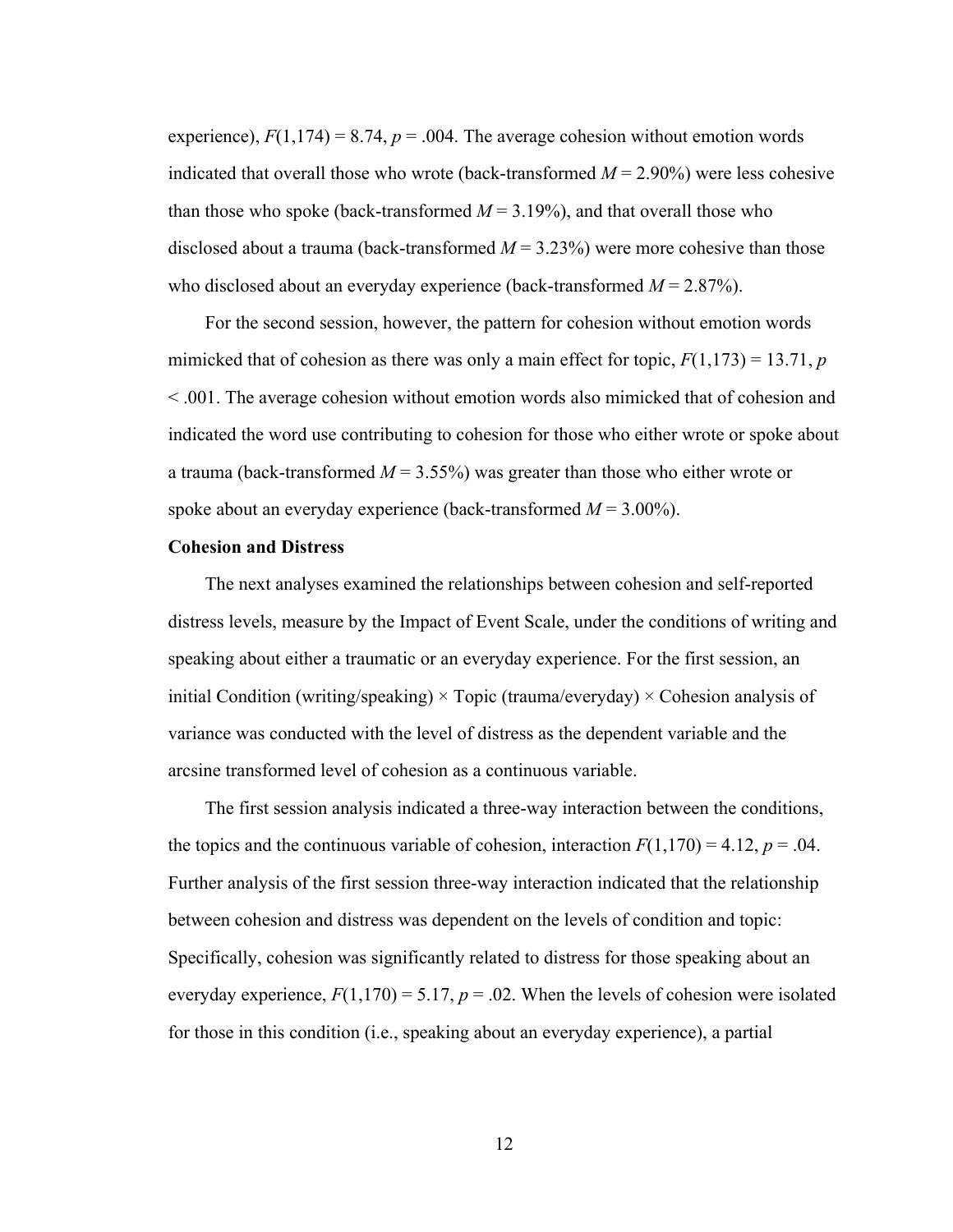experience), $F(1,174) = 8.74$, $p = .004$. The average cohesion without emotion words indicated that overall those who wrote (back-transformed $M = 2.90\%$) were less cohesive than those who spoke (back-transformed $M = 3.19\%$), and that overall those who disclosed about a trauma (back-transformed $M = 3.23\%$) were more cohesive than those who disclosed about an everyday experience (back-transformed $M = 2.87\%$).

For the second session, however, the pattern for cohesion without emotion words mimicked that of cohesion as there was only a main effect for topic, $F(1,173) = 13.71$, $p < .001$. The average cohesion without emotion words also mimicked that of cohesion and indicated the word use contributing to cohesion for those who either wrote or spoke about a trauma (back-transformed $M = 3.55\%$) was greater than those who either wrote or spoke about an everyday experience (back-transformed $M = 3.00\%$).

**Cohesion and Distress**

The next analyses examined the relationships between cohesion and self-reported distress levels, measure by the Impact of Event Scale, under the conditions of writing and speaking about either a traumatic or an everyday experience. For the first session, an initial Condition (writing/speaking) × Topic (trauma/everyday) × Cohesion analysis of variance was conducted with the level of distress as the dependent variable and the arcsine transformed level of cohesion as a continuous variable.

The first session analysis indicated a three-way interaction between the conditions, the topics and the continuous variable of cohesion, interaction $F(1,170) = 4.12$, $p = .04$. Further analysis of the first session three-way interaction indicated that the relationship between cohesion and distress was dependent on the levels of condition and topic: Specifically, cohesion was significantly related to distress for those speaking about an everyday experience, $F(1,170) = 5.17$, $p = .02$. When the levels of cohesion were isolated for those in this condition (i.e., speaking about an everyday experience), a partial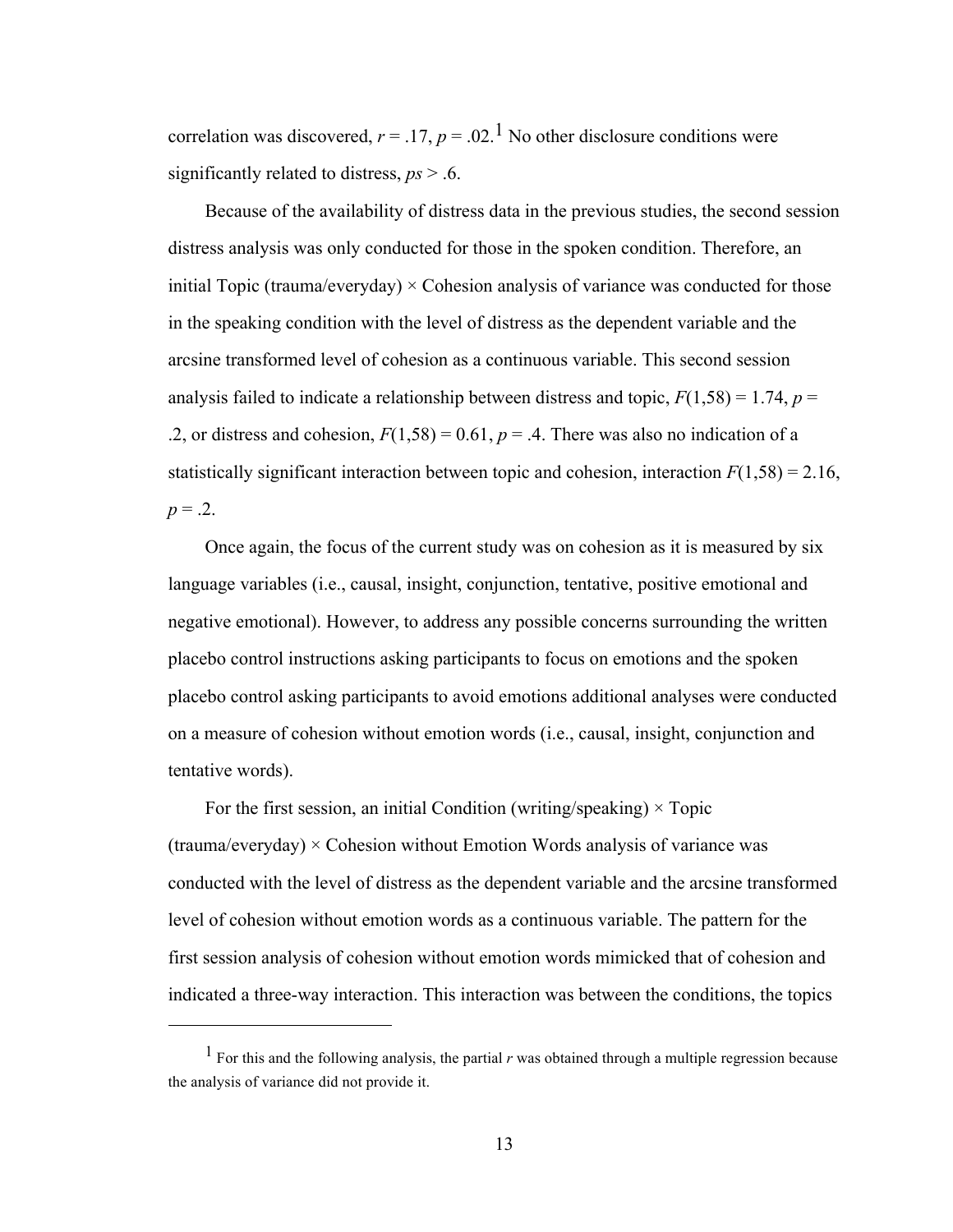correlation was discovered, $r = .17$, $p = .02$.[1] No other disclosure conditions were significantly related to distress, $ps > .6$.

Because of the availability of distress data in the previous studies, the second session distress analysis was only conducted for those in the spoken condition. Therefore, an initial Topic (trauma/everyday) × Cohesion analysis of variance was conducted for those in the speaking condition with the level of distress as the dependent variable and the arcsine transformed level of cohesion as a continuous variable. This second session analysis failed to indicate a relationship between distress and topic, $F(1,58) = 1.74$, $p = .2$, or distress and cohesion, $F(1,58) = 0.61$, $p = .4$. There was also no indication of a statistically significant interaction between topic and cohesion, interaction $F(1,58) = 2.16$, $p = .2$.

Once again, the focus of the current study was on cohesion as it is measured by six language variables (i.e., causal, insight, conjunction, tentative, positive emotional and negative emotional). However, to address any possible concerns surrounding the written placebo control instructions asking participants to focus on emotions and the spoken placebo control asking participants to avoid emotions additional analyses were conducted on a measure of cohesion without emotion words (i.e., causal, insight, conjunction and tentative words).

For the first session, an initial Condition (writing/speaking) × Topic (trauma/everyday) × Cohesion without Emotion Words analysis of variance was conducted with the level of distress as the dependent variable and the arcsine transformed level of cohesion without emotion words as a continuous variable. The pattern for the first session analysis of cohesion without emotion words mimicked that of cohesion and indicated a three-way interaction. This interaction was between the conditions, the topics

---

[1] For this and the following analysis, the partial *r* was obtained through a multiple regression because the analysis of variance did not provide it.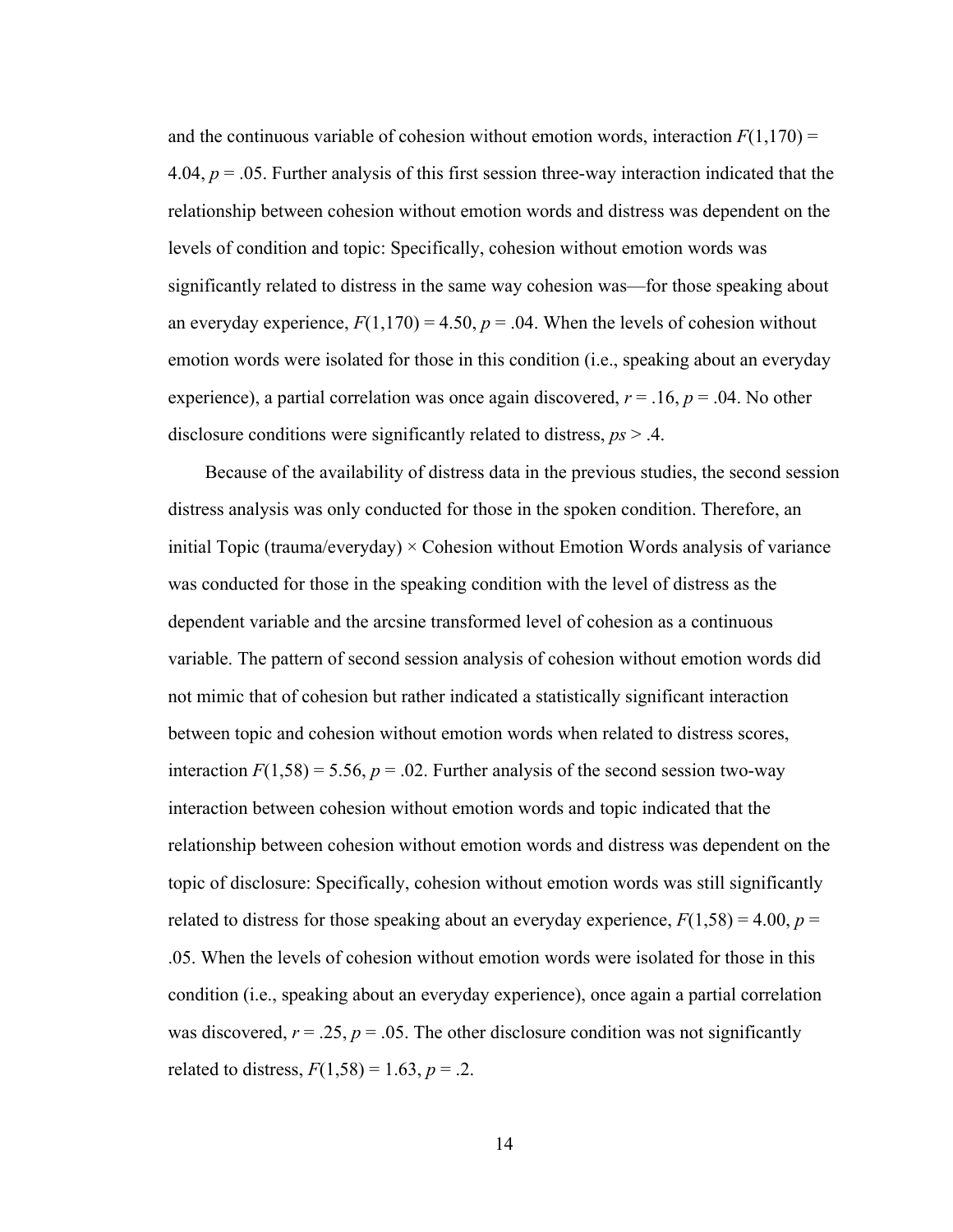and the continuous variable of cohesion without emotion words, interaction $F(1,170) = 4.04$, $p = .05$. Further analysis of this first session three-way interaction indicated that the relationship between cohesion without emotion words and distress was dependent on the levels of condition and topic: Specifically, cohesion without emotion words was significantly related to distress in the same way cohesion was—for those speaking about an everyday experience, $F(1,170) = 4.50$, $p = .04$. When the levels of cohesion without emotion words were isolated for those in this condition (i.e., speaking about an everyday experience), a partial correlation was once again discovered, $r = .16$, $p = .04$. No other disclosure conditions were significantly related to distress, $ps > .4$.

Because of the availability of distress data in the previous studies, the second session distress analysis was only conducted for those in the spoken condition. Therefore, an initial Topic (trauma/everyday) × Cohesion without Emotion Words analysis of variance was conducted for those in the speaking condition with the level of distress as the dependent variable and the arcsine transformed level of cohesion as a continuous variable. The pattern of second session analysis of cohesion without emotion words did not mimic that of cohesion but rather indicated a statistically significant interaction between topic and cohesion without emotion words when related to distress scores, interaction $F(1,58) = 5.56$, $p = .02$. Further analysis of the second session two-way interaction between cohesion without emotion words and topic indicated that the relationship between cohesion without emotion words and distress was dependent on the topic of disclosure: Specifically, cohesion without emotion words was still significantly related to distress for those speaking about an everyday experience, $F(1,58) = 4.00$, $p = .05$. When the levels of cohesion without emotion words were isolated for those in this condition (i.e., speaking about an everyday experience), once again a partial correlation was discovered, $r = .25$, $p = .05$. The other disclosure condition was not significantly related to distress, $F(1,58) = 1.63$, $p = .2$.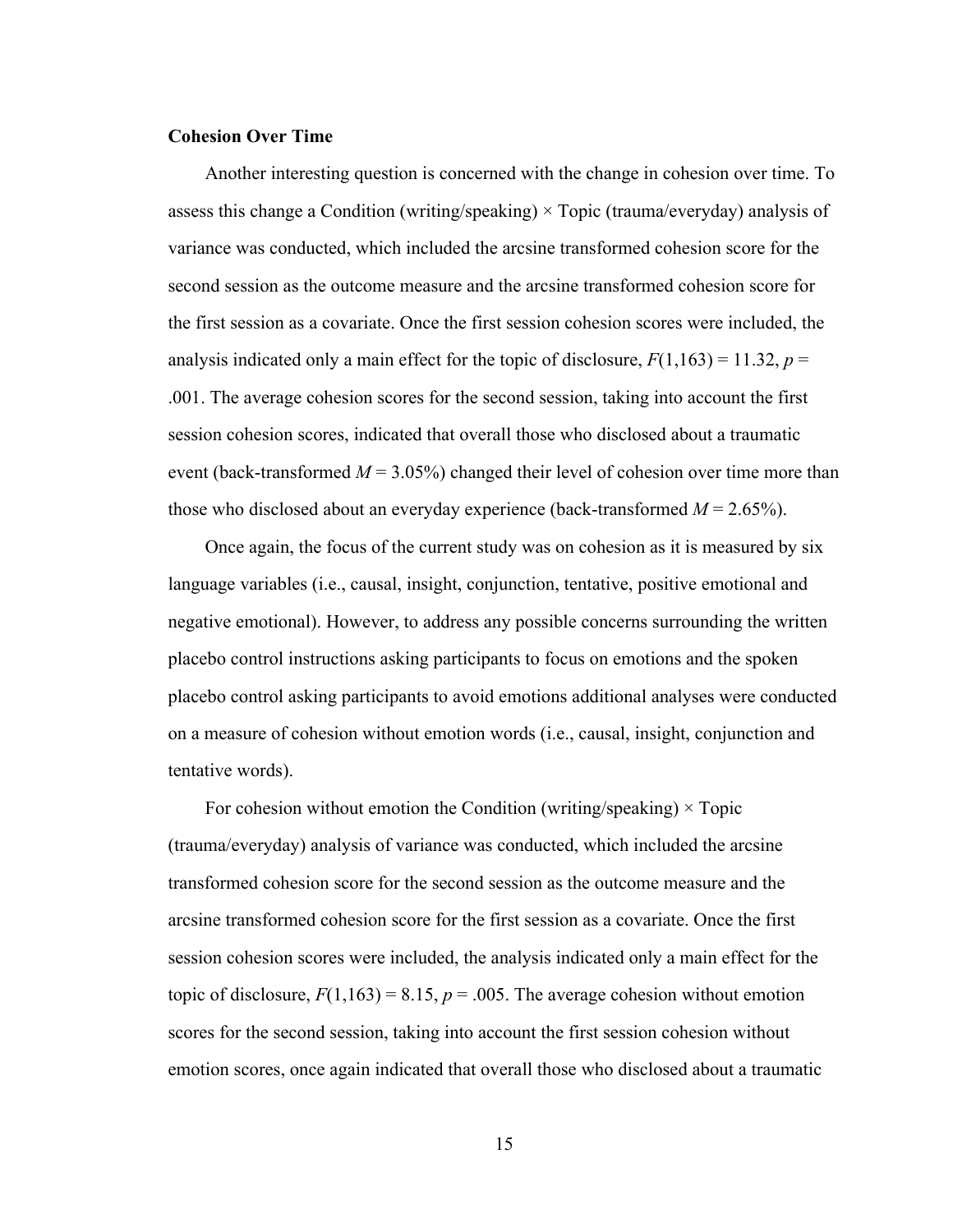### Cohesion Over Time

Another interesting question is concerned with the change in cohesion over time. To assess this change a Condition (writing/speaking) × Topic (trauma/everyday) analysis of variance was conducted, which included the arcsine transformed cohesion score for the second session as the outcome measure and the arcsine transformed cohesion score for the first session as a covariate. Once the first session cohesion scores were included, the analysis indicated only a main effect for the topic of disclosure, $F(1,163) = 11.32$, $p = .001$. The average cohesion scores for the second session, taking into account the first session cohesion scores, indicated that overall those who disclosed about a traumatic event (back-transformed $M = 3.05\%$) changed their level of cohesion over time more than those who disclosed about an everyday experience (back-transformed $M = 2.65\%$).

Once again, the focus of the current study was on cohesion as it is measured by six language variables (i.e., causal, insight, conjunction, tentative, positive emotional and negative emotional). However, to address any possible concerns surrounding the written placebo control instructions asking participants to focus on emotions and the spoken placebo control asking participants to avoid emotions additional analyses were conducted on a measure of cohesion without emotion words (i.e., causal, insight, conjunction and tentative words).

For cohesion without emotion the Condition (writing/speaking) × Topic (trauma/everyday) analysis of variance was conducted, which included the arcsine transformed cohesion score for the second session as the outcome measure and the arcsine transformed cohesion score for the first session as a covariate. Once the first session cohesion scores were included, the analysis indicated only a main effect for the topic of disclosure, $F(1,163) = 8.15$, $p = .005$. The average cohesion without emotion scores for the second session, taking into account the first session cohesion without emotion scores, once again indicated that overall those who disclosed about a traumatic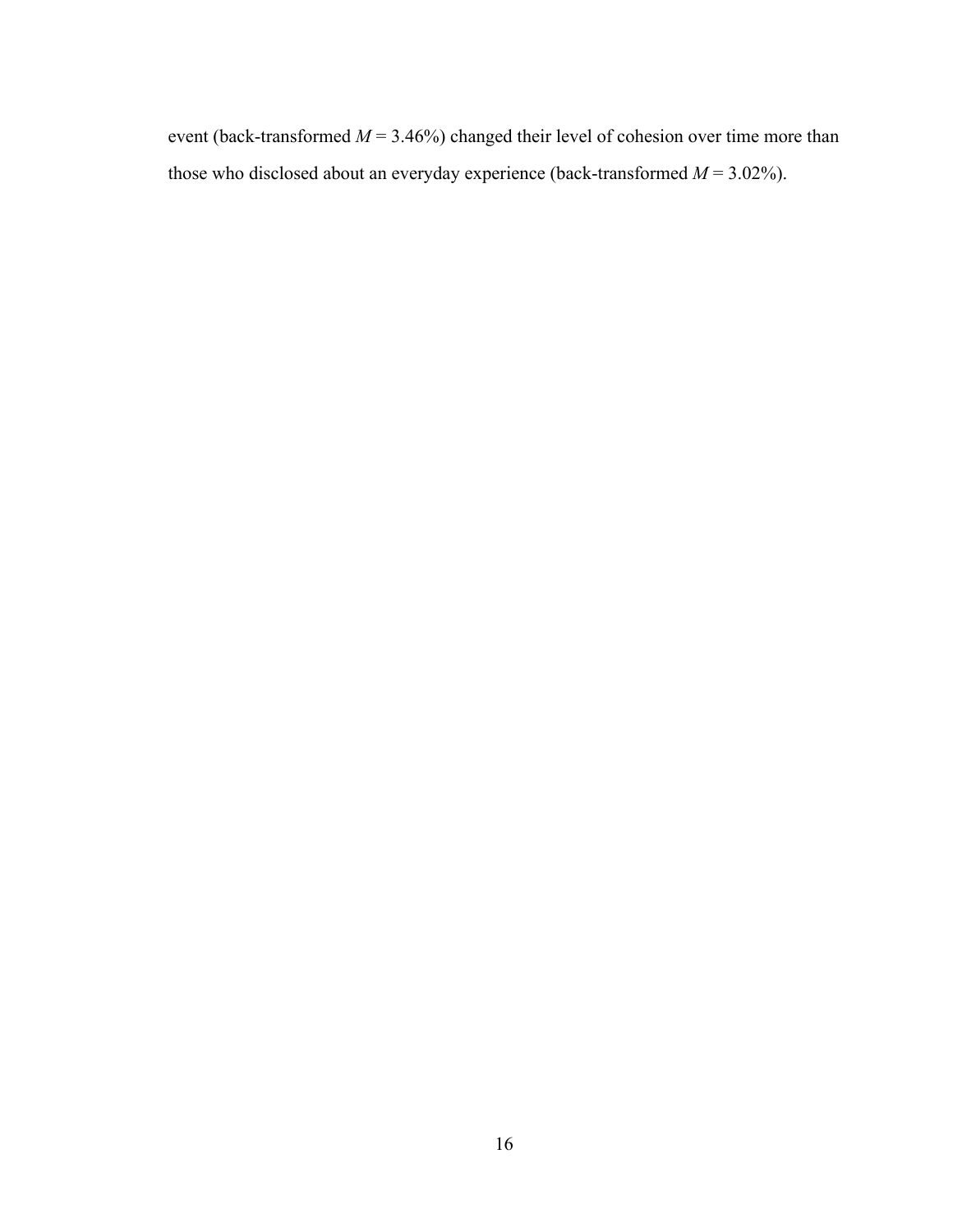event (back-transformed $M = 3.46\%$) changed their level of cohesion over time more than those who disclosed about an everyday experience (back-transformed $M = 3.02\%$).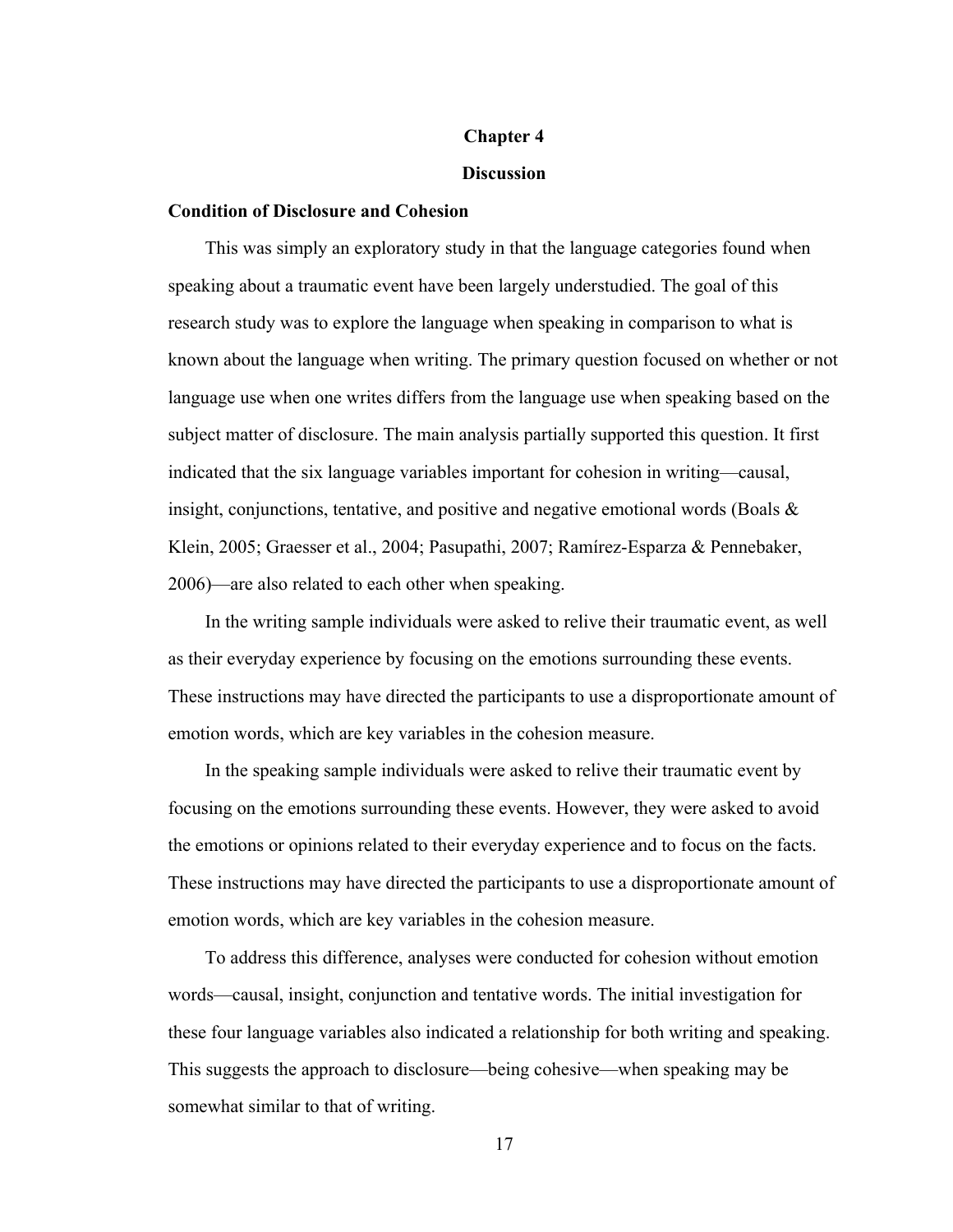# Chapter 4

# Discussion

## Condition of Disclosure and Cohesion

This was simply an exploratory study in that the language categories found when speaking about a traumatic event have been largely understudied. The goal of this research study was to explore the language when speaking in comparison to what is known about the language when writing. The primary question focused on whether or not language use when one writes differs from the language use when speaking based on the subject matter of disclosure. The main analysis partially supported this question. It first indicated that the six language variables important for cohesion in writing—causal, insight, conjunctions, tentative, and positive and negative emotional words (Boals & Klein, 2005; Graesser et al., 2004; Pasupathi, 2007; Ramírez-Esparza & Pennebaker, 2006)—are also related to each other when speaking.

In the writing sample individuals were asked to relive their traumatic event, as well as their everyday experience by focusing on the emotions surrounding these events. These instructions may have directed the participants to use a disproportionate amount of emotion words, which are key variables in the cohesion measure.

In the speaking sample individuals were asked to relive their traumatic event by focusing on the emotions surrounding these events. However, they were asked to avoid the emotions or opinions related to their everyday experience and to focus on the facts. These instructions may have directed the participants to use a disproportionate amount of emotion words, which are key variables in the cohesion measure.

To address this difference, analyses were conducted for cohesion without emotion words—causal, insight, conjunction and tentative words. The initial investigation for these four language variables also indicated a relationship for both writing and speaking. This suggests the approach to disclosure—being cohesive—when speaking may be somewhat similar to that of writing.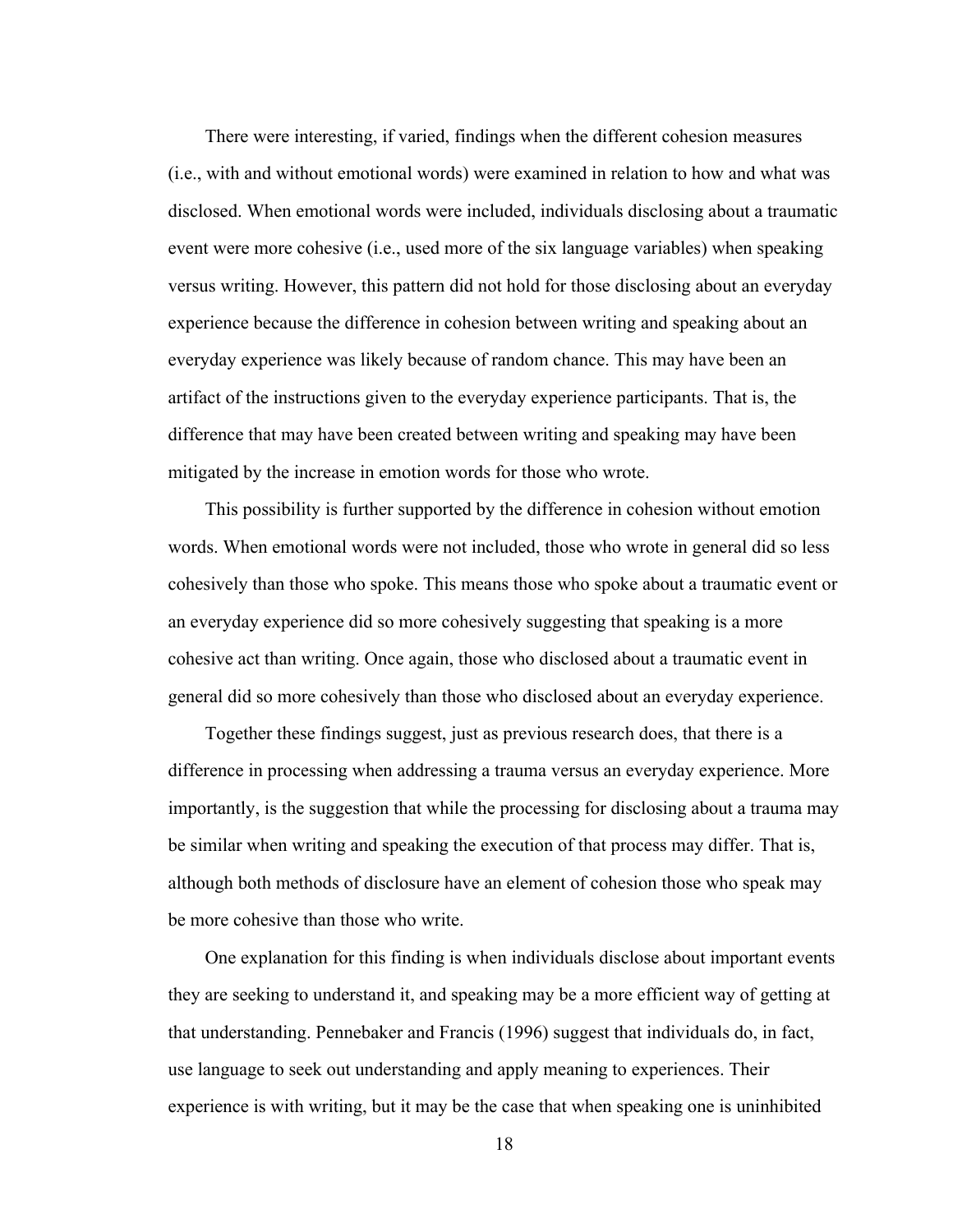There were interesting, if varied, findings when the different cohesion measures (i.e., with and without emotional words) were examined in relation to how and what was disclosed. When emotional words were included, individuals disclosing about a traumatic event were more cohesive (i.e., used more of the six language variables) when speaking versus writing. However, this pattern did not hold for those disclosing about an everyday experience because the difference in cohesion between writing and speaking about an everyday experience was likely because of random chance. This may have been an artifact of the instructions given to the everyday experience participants. That is, the difference that may have been created between writing and speaking may have been mitigated by the increase in emotion words for those who wrote.

This possibility is further supported by the difference in cohesion without emotion words. When emotional words were not included, those who wrote in general did so less cohesively than those who spoke. This means those who spoke about a traumatic event or an everyday experience did so more cohesively suggesting that speaking is a more cohesive act than writing. Once again, those who disclosed about a traumatic event in general did so more cohesively than those who disclosed about an everyday experience.

Together these findings suggest, just as previous research does, that there is a difference in processing when addressing a trauma versus an everyday experience. More importantly, is the suggestion that while the processing for disclosing about a trauma may be similar when writing and speaking the execution of that process may differ. That is, although both methods of disclosure have an element of cohesion those who speak may be more cohesive than those who write.

One explanation for this finding is when individuals disclose about important events they are seeking to understand it, and speaking may be a more efficient way of getting at that understanding. Pennebaker and Francis (1996) suggest that individuals do, in fact, use language to seek out understanding and apply meaning to experiences. Their experience is with writing, but it may be the case that when speaking one is uninhibited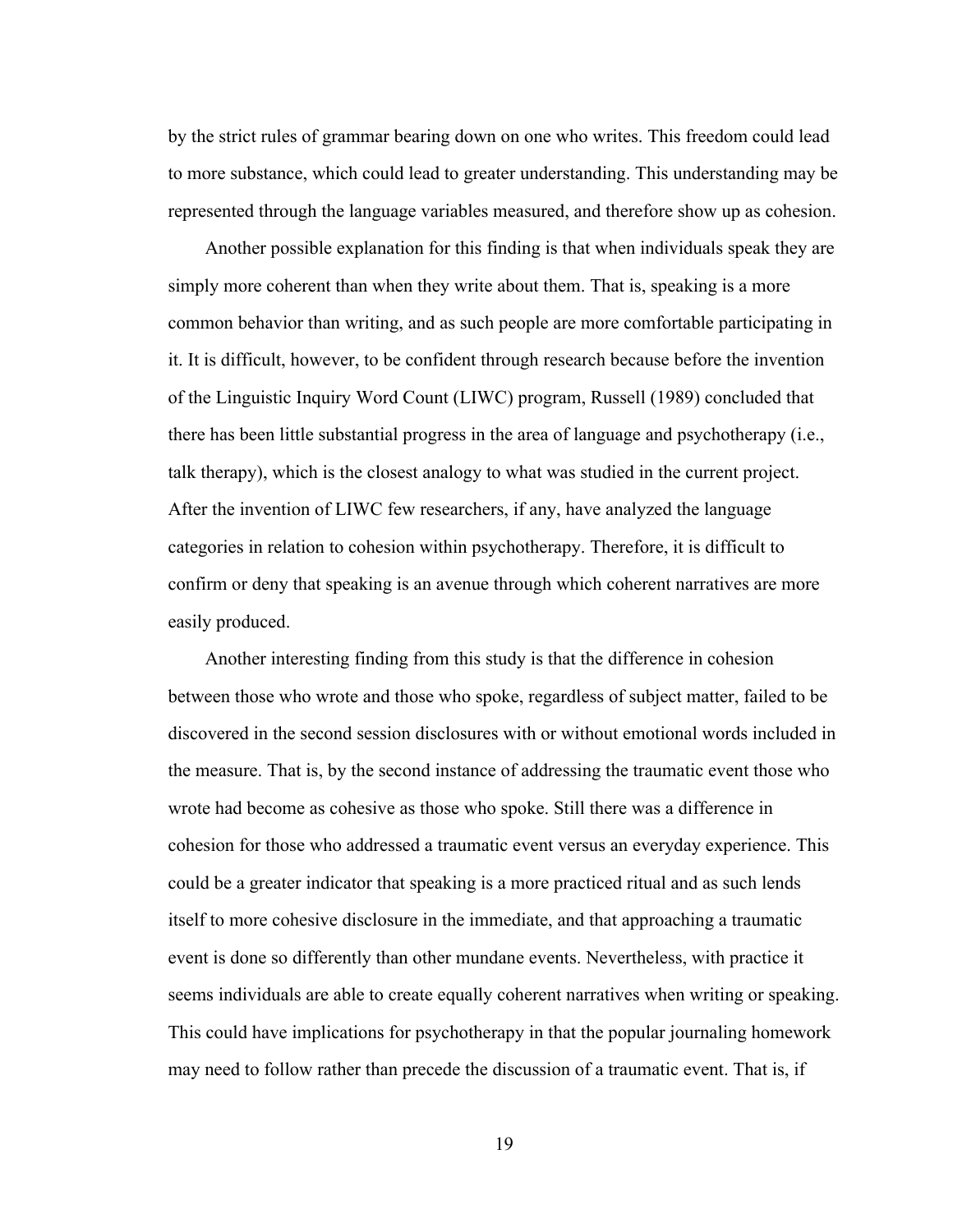by the strict rules of grammar bearing down on one who writes. This freedom could lead to more substance, which could lead to greater understanding. This understanding may be represented through the language variables measured, and therefore show up as cohesion.

Another possible explanation for this finding is that when individuals speak they are simply more coherent than when they write about them. That is, speaking is a more common behavior than writing, and as such people are more comfortable participating in it. It is difficult, however, to be confident through research because before the invention of the Linguistic Inquiry Word Count (LIWC) program, Russell (1989) concluded that there has been little substantial progress in the area of language and psychotherapy (i.e., talk therapy), which is the closest analogy to what was studied in the current project. After the invention of LIWC few researchers, if any, have analyzed the language categories in relation to cohesion within psychotherapy. Therefore, it is difficult to confirm or deny that speaking is an avenue through which coherent narratives are more easily produced.

Another interesting finding from this study is that the difference in cohesion between those who wrote and those who spoke, regardless of subject matter, failed to be discovered in the second session disclosures with or without emotional words included in the measure. That is, by the second instance of addressing the traumatic event those who wrote had become as cohesive as those who spoke. Still there was a difference in cohesion for those who addressed a traumatic event versus an everyday experience. This could be a greater indicator that speaking is a more practiced ritual and as such lends itself to more cohesive disclosure in the immediate, and that approaching a traumatic event is done so differently than other mundane events. Nevertheless, with practice it seems individuals are able to create equally coherent narratives when writing or speaking. This could have implications for psychotherapy in that the popular journaling homework may need to follow rather than precede the discussion of a traumatic event. That is, if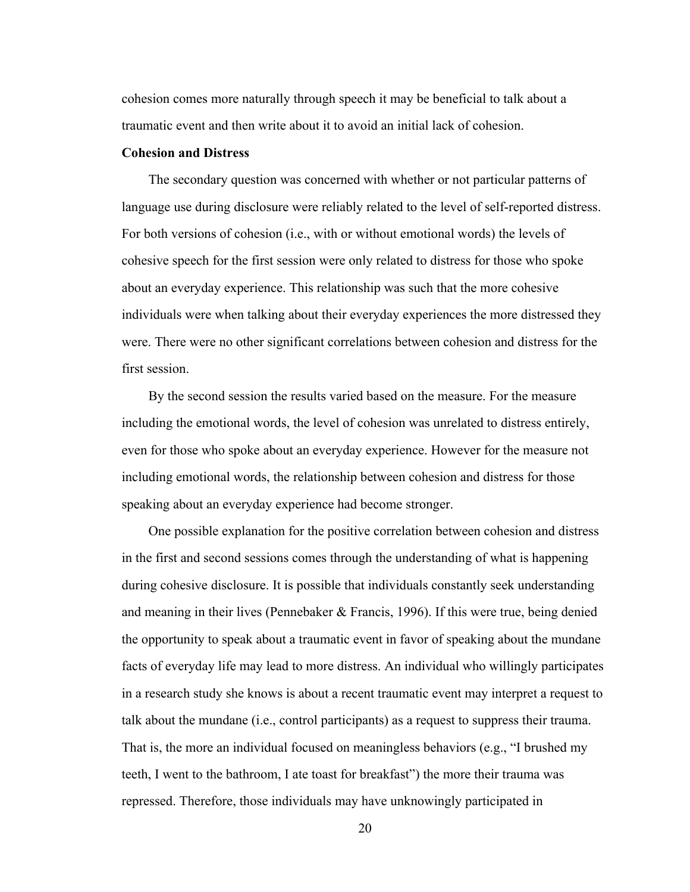cohesion comes more naturally through speech it may be beneficial to talk about a traumatic event and then write about it to avoid an initial lack of cohesion.

### Cohesion and Distress

The secondary question was concerned with whether or not particular patterns of language use during disclosure were reliably related to the level of self-reported distress. For both versions of cohesion (i.e., with or without emotional words) the levels of cohesive speech for the first session were only related to distress for those who spoke about an everyday experience. This relationship was such that the more cohesive individuals were when talking about their everyday experiences the more distressed they were. There were no other significant correlations between cohesion and distress for the first session.

By the second session the results varied based on the measure. For the measure including the emotional words, the level of cohesion was unrelated to distress entirely, even for those who spoke about an everyday experience. However for the measure not including emotional words, the relationship between cohesion and distress for those speaking about an everyday experience had become stronger.

One possible explanation for the positive correlation between cohesion and distress in the first and second sessions comes through the understanding of what is happening during cohesive disclosure. It is possible that individuals constantly seek understanding and meaning in their lives (Pennebaker & Francis, 1996). If this were true, being denied the opportunity to speak about a traumatic event in favor of speaking about the mundane facts of everyday life may lead to more distress. An individual who willingly participates in a research study she knows is about a recent traumatic event may interpret a request to talk about the mundane (i.e., control participants) as a request to suppress their trauma. That is, the more an individual focused on meaningless behaviors (e.g., "I brushed my teeth, I went to the bathroom, I ate toast for breakfast") the more their trauma was repressed. Therefore, those individuals may have unknowingly participated in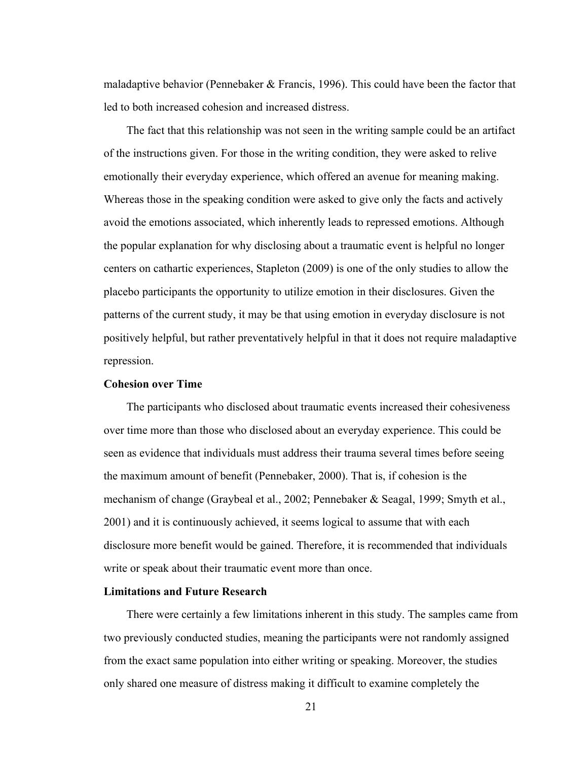maladaptive behavior (Pennebaker & Francis, 1996). This could have been the factor that led to both increased cohesion and increased distress.

The fact that this relationship was not seen in the writing sample could be an artifact of the instructions given. For those in the writing condition, they were asked to relive emotionally their everyday experience, which offered an avenue for meaning making. Whereas those in the speaking condition were asked to give only the facts and actively avoid the emotions associated, which inherently leads to repressed emotions. Although the popular explanation for why disclosing about a traumatic event is helpful no longer centers on cathartic experiences, Stapleton (2009) is one of the only studies to allow the placebo participants the opportunity to utilize emotion in their disclosures. Given the patterns of the current study, it may be that using emotion in everyday disclosure is not positively helpful, but rather preventatively helpful in that it does not require maladaptive repression.

**Cohesion over Time**

The participants who disclosed about traumatic events increased their cohesiveness over time more than those who disclosed about an everyday experience. This could be seen as evidence that individuals must address their trauma several times before seeing the maximum amount of benefit (Pennebaker, 2000). That is, if cohesion is the mechanism of change (Graybeal et al., 2002; Pennebaker & Seagal, 1999; Smyth et al., 2001) and it is continuously achieved, it seems logical to assume that with each disclosure more benefit would be gained. Therefore, it is recommended that individuals write or speak about their traumatic event more than once.

**Limitations and Future Research**

There were certainly a few limitations inherent in this study. The samples came from two previously conducted studies, meaning the participants were not randomly assigned from the exact same population into either writing or speaking. Moreover, the studies only shared one measure of distress making it difficult to examine completely the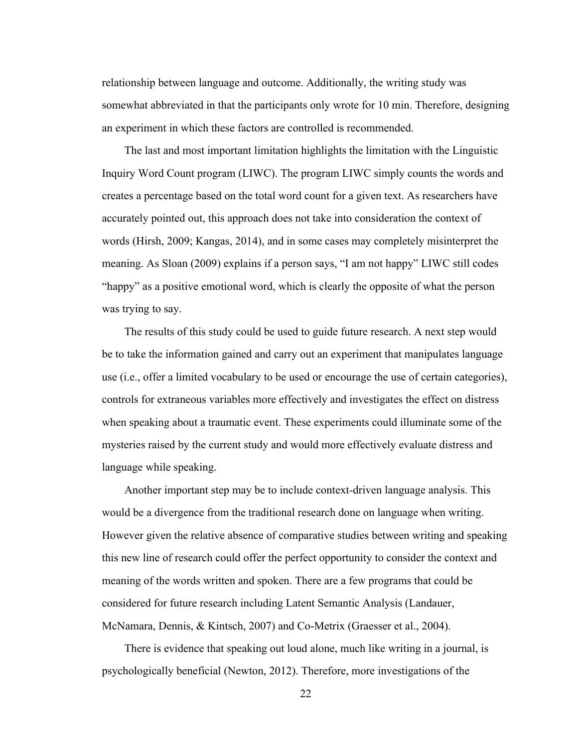relationship between language and outcome. Additionally, the writing study was somewhat abbreviated in that the participants only wrote for 10 min. Therefore, designing an experiment in which these factors are controlled is recommended.

The last and most important limitation highlights the limitation with the Linguistic Inquiry Word Count program (LIWC). The program LIWC simply counts the words and creates a percentage based on the total word count for a given text. As researchers have accurately pointed out, this approach does not take into consideration the context of words (Hirsh, 2009; Kangas, 2014), and in some cases may completely misinterpret the meaning. As Sloan (2009) explains if a person says, "I am not happy" LIWC still codes "happy" as a positive emotional word, which is clearly the opposite of what the person was trying to say.

The results of this study could be used to guide future research. A next step would be to take the information gained and carry out an experiment that manipulates language use (i.e., offer a limited vocabulary to be used or encourage the use of certain categories), controls for extraneous variables more effectively and investigates the effect on distress when speaking about a traumatic event. These experiments could illuminate some of the mysteries raised by the current study and would more effectively evaluate distress and language while speaking.

Another important step may be to include context-driven language analysis. This would be a divergence from the traditional research done on language when writing. However given the relative absence of comparative studies between writing and speaking this new line of research could offer the perfect opportunity to consider the context and meaning of the words written and spoken. There are a few programs that could be considered for future research including Latent Semantic Analysis (Landauer, McNamara, Dennis, & Kintsch, 2007) and Co-Metrix (Graesser et al., 2004).

There is evidence that speaking out loud alone, much like writing in a journal, is psychologically beneficial (Newton, 2012). Therefore, more investigations of the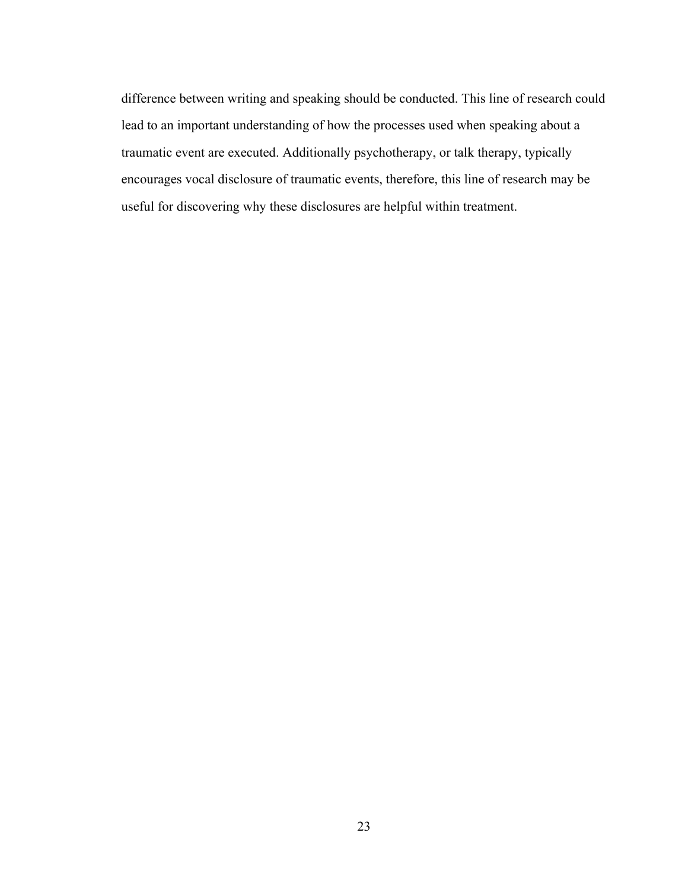difference between writing and speaking should be conducted. This line of research could lead to an important understanding of how the processes used when speaking about a traumatic event are executed. Additionally psychotherapy, or talk therapy, typically encourages vocal disclosure of traumatic events, therefore, this line of research may be useful for discovering why these disclosures are helpful within treatment.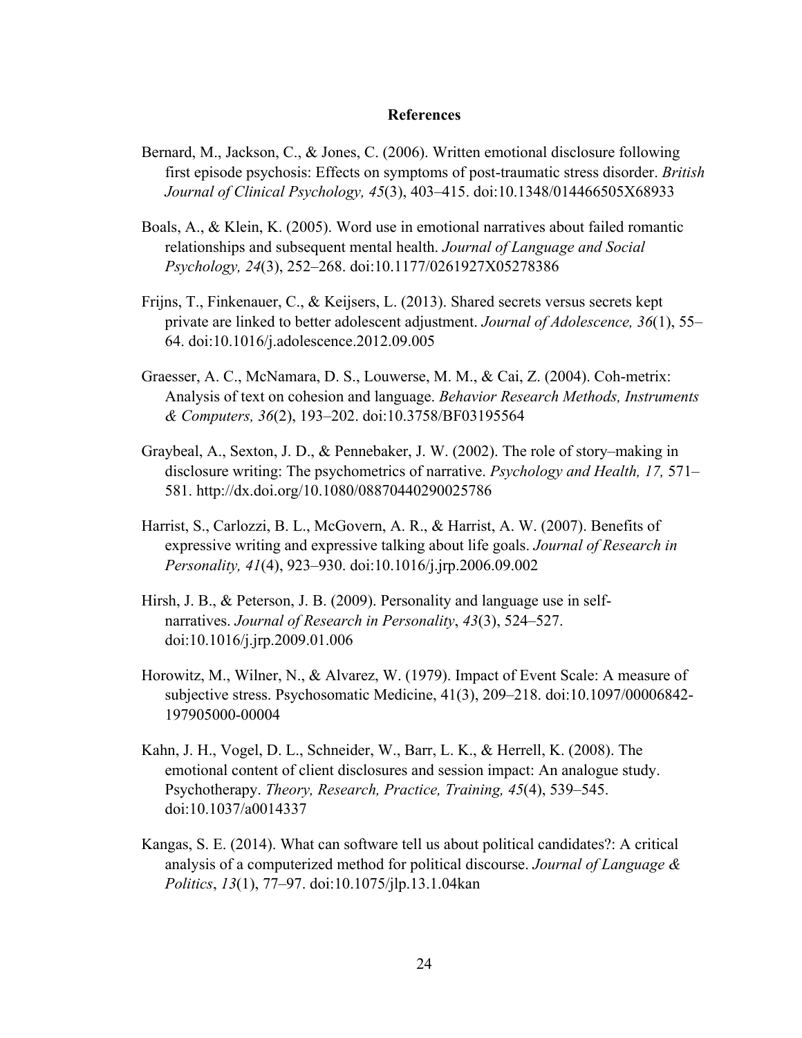## References

Bernard, M., Jackson, C., & Jones, C. (2006). Written emotional disclosure following first episode psychosis: Effects on symptoms of post-traumatic stress disorder. *British Journal of Clinical Psychology, 45*(3), 403–415. doi:10.1348/014466505X68933

Boals, A., & Klein, K. (2005). Word use in emotional narratives about failed romantic relationships and subsequent mental health. *Journal of Language and Social Psychology, 24*(3), 252–268. doi:10.1177/0261927X05278386

Frijns, T., Finkenauer, C., & Keijsers, L. (2013). Shared secrets versus secrets kept private are linked to better adolescent adjustment. *Journal of Adolescence, 36*(1), 55–64. doi:10.1016/j.adolescence.2012.09.005

Graesser, A. C., McNamara, D. S., Louwerse, M. M., & Cai, Z. (2004). Coh-metrix: Analysis of text on cohesion and language. *Behavior Research Methods, Instruments & Computers, 36*(2), 193–202. doi:10.3758/BF03195564

Graybeal, A., Sexton, J. D., & Pennebaker, J. W. (2002). The role of story–making in disclosure writing: The psychometrics of narrative. *Psychology and Health, 17,* 571–581. http://dx.doi.org/10.1080/08870440290025786

Harrist, S., Carlozzi, B. L., McGovern, A. R., & Harrist, A. W. (2007). Benefits of expressive writing and expressive talking about life goals. *Journal of Research in Personality, 41*(4), 923–930. doi:10.1016/j.jrp.2006.09.002

Hirsh, J. B., & Peterson, J. B. (2009). Personality and language use in self-narratives. *Journal of Research in Personality*, *43*(3), 524–527. doi:10.1016/j.jrp.2009.01.006

Horowitz, M., Wilner, N., & Alvarez, W. (1979). Impact of Event Scale: A measure of subjective stress. Psychosomatic Medicine, 41(3), 209–218. doi:10.1097/00006842-197905000-00004

Kahn, J. H., Vogel, D. L., Schneider, W., Barr, L. K., & Herrell, K. (2008). The emotional content of client disclosures and session impact: An analogue study. Psychotherapy. *Theory, Research, Practice, Training, 45*(4), 539–545. doi:10.1037/a0014337

Kangas, S. E. (2014). What can software tell us about political candidates?: A critical analysis of a computerized method for political discourse. *Journal of Language & Politics*, *13*(1), 77–97. doi:10.1075/jlp.13.1.04kan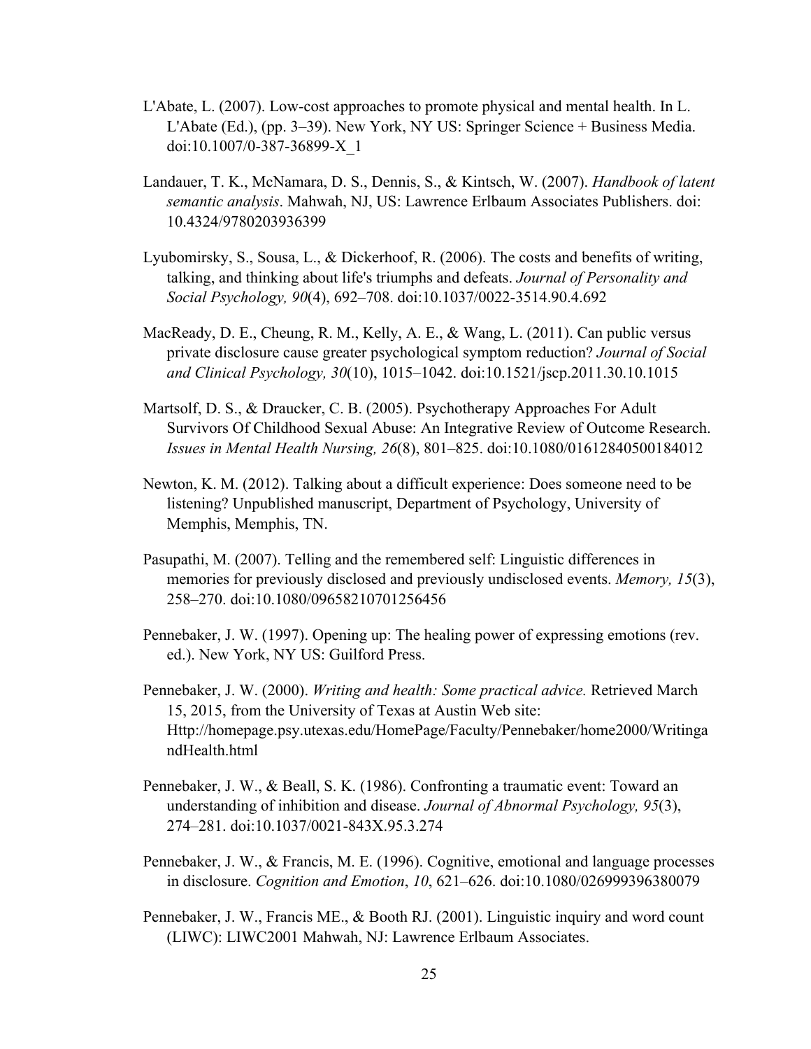L'Abate, L. (2007). Low-cost approaches to promote physical and mental health. In L. L'Abate (Ed.), (pp. 3–39). New York, NY US: Springer Science + Business Media. doi:10.1007/0-387-36899-X_1

Landauer, T. K., McNamara, D. S., Dennis, S., & Kintsch, W. (2007). *Handbook of latent semantic analysis*. Mahwah, NJ, US: Lawrence Erlbaum Associates Publishers. doi: 10.4324/9780203936399

Lyubomirsky, S., Sousa, L., & Dickerhoof, R. (2006). The costs and benefits of writing, talking, and thinking about life's triumphs and defeats. *Journal of Personality and Social Psychology, 90*(4), 692–708. doi:10.1037/0022-3514.90.4.692

MacReady, D. E., Cheung, R. M., Kelly, A. E., & Wang, L. (2011). Can public versus private disclosure cause greater psychological symptom reduction? *Journal of Social and Clinical Psychology, 30*(10), 1015–1042. doi:10.1521/jscp.2011.30.10.1015

Martsolf, D. S., & Draucker, C. B. (2005). Psychotherapy Approaches For Adult Survivors Of Childhood Sexual Abuse: An Integrative Review of Outcome Research. *Issues in Mental Health Nursing, 26*(8), 801–825. doi:10.1080/01612840500184012

Newton, K. M. (2012). Talking about a difficult experience: Does someone need to be listening? Unpublished manuscript, Department of Psychology, University of Memphis, Memphis, TN.

Pasupathi, M. (2007). Telling and the remembered self: Linguistic differences in memories for previously disclosed and previously undisclosed events. *Memory, 15*(3), 258–270. doi:10.1080/09658210701256456

Pennebaker, J. W. (1997). Opening up: The healing power of expressing emotions (rev. ed.). New York, NY US: Guilford Press.

Pennebaker, J. W. (2000). *Writing and health: Some practical advice.* Retrieved March 15, 2015, from the University of Texas at Austin Web site: Http://homepage.psy.utexas.edu/HomePage/Faculty/Pennebaker/home2000/WritingandHealth.html

Pennebaker, J. W., & Beall, S. K. (1986). Confronting a traumatic event: Toward an understanding of inhibition and disease. *Journal of Abnormal Psychology, 95*(3), 274–281. doi:10.1037/0021-843X.95.3.274

Pennebaker, J. W., & Francis, M. E. (1996). Cognitive, emotional and language processes in disclosure. *Cognition and Emotion*, *10*, 621–626. doi:10.1080/026999396380079

Pennebaker, J. W., Francis ME., & Booth RJ. (2001). Linguistic inquiry and word count (LIWC): LIWC2001 Mahwah, NJ: Lawrence Erlbaum Associates.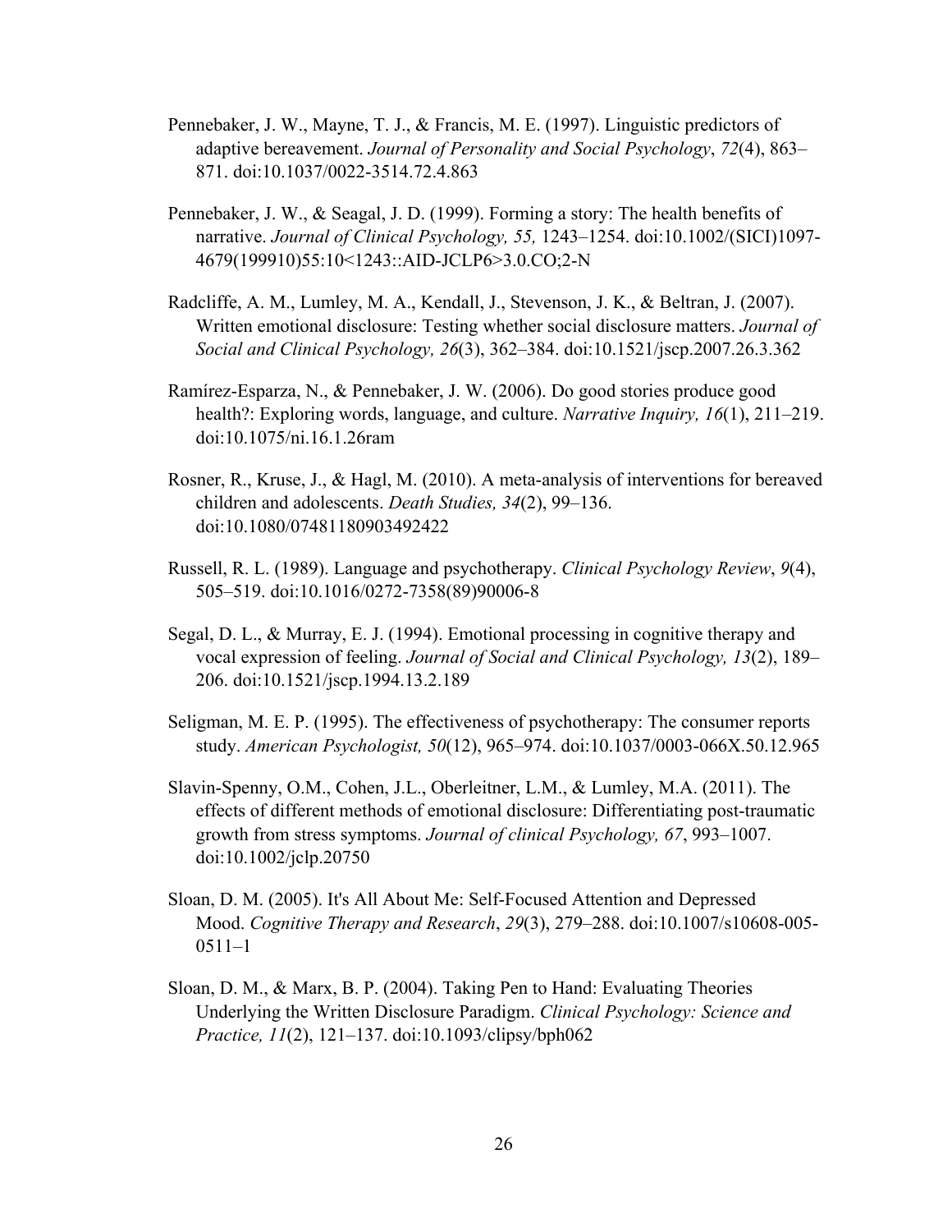Pennebaker, J. W., Mayne, T. J., & Francis, M. E. (1997). Linguistic predictors of adaptive bereavement. *Journal of Personality and Social Psychology*, *72*(4), 863–871. doi:10.1037/0022-3514.72.4.863

Pennebaker, J. W., & Seagal, J. D. (1999). Forming a story: The health benefits of narrative. *Journal of Clinical Psychology, 55,* 1243–1254. doi:10.1002/(SICI)1097-4679(199910)55:10<1243::AID-JCLP6>3.0.CO;2-N

Radcliffe, A. M., Lumley, M. A., Kendall, J., Stevenson, J. K., & Beltran, J. (2007). Written emotional disclosure: Testing whether social disclosure matters. *Journal of Social and Clinical Psychology, 26*(3), 362–384. doi:10.1521/jscp.2007.26.3.362

Ramírez-Esparza, N., & Pennebaker, J. W. (2006). Do good stories produce good health?: Exploring words, language, and culture. *Narrative Inquiry, 16*(1), 211–219. doi:10.1075/ni.16.1.26ram

Rosner, R., Kruse, J., & Hagl, M. (2010). A meta-analysis of interventions for bereaved children and adolescents. *Death Studies, 34*(2), 99–136. doi:10.1080/07481180903492422

Russell, R. L. (1989). Language and psychotherapy. *Clinical Psychology Review*, *9*(4), 505–519. doi:10.1016/0272-7358(89)90006-8

Segal, D. L., & Murray, E. J. (1994). Emotional processing in cognitive therapy and vocal expression of feeling. *Journal of Social and Clinical Psychology, 13*(2), 189–206. doi:10.1521/jscp.1994.13.2.189

Seligman, M. E. P. (1995). The effectiveness of psychotherapy: The consumer reports study. *American Psychologist, 50*(12), 965–974. doi:10.1037/0003-066X.50.12.965

Slavin-Spenny, O.M., Cohen, J.L., Oberleitner, L.M., & Lumley, M.A. (2011). The effects of different methods of emotional disclosure: Differentiating post-traumatic growth from stress symptoms. *Journal of clinical Psychology, 67*, 993–1007. doi:10.1002/jclp.20750

Sloan, D. M. (2005). It's All About Me: Self-Focused Attention and Depressed Mood. *Cognitive Therapy and Research*, *29*(3), 279–288. doi:10.1007/s10608-005-0511–1

Sloan, D. M., & Marx, B. P. (2004). Taking Pen to Hand: Evaluating Theories Underlying the Written Disclosure Paradigm. *Clinical Psychology: Science and Practice, 11*(2), 121–137. doi:10.1093/clipsy/bph062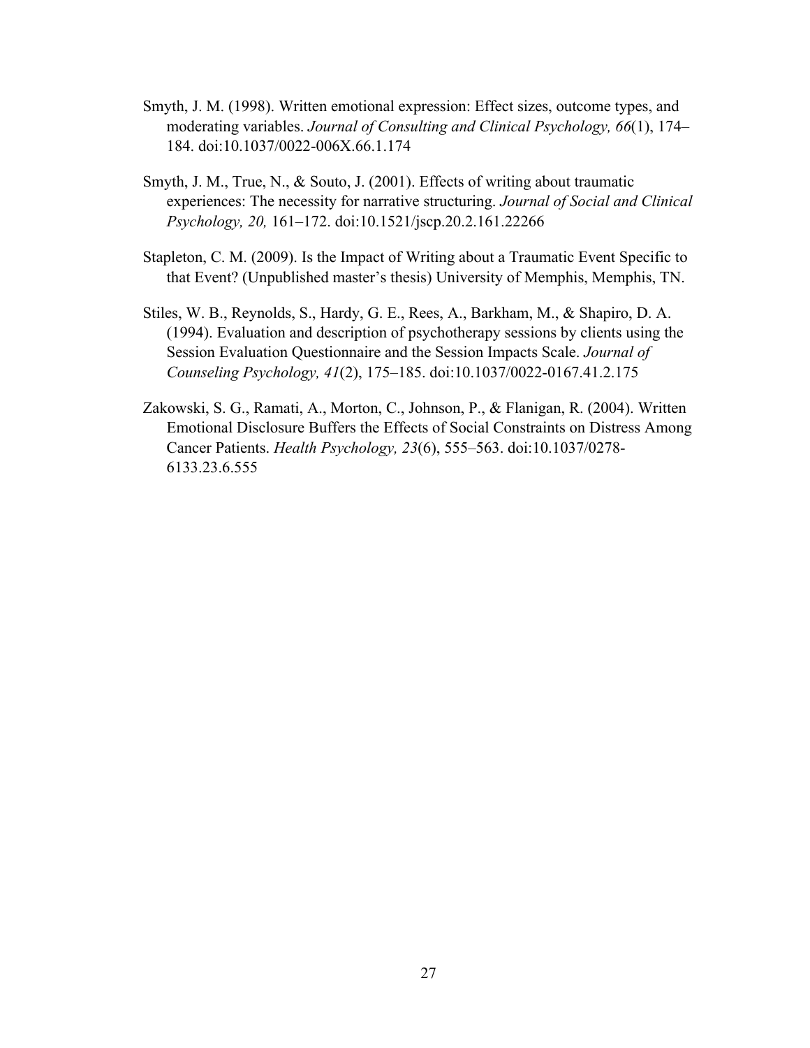Smyth, J. M. (1998). Written emotional expression: Effect sizes, outcome types, and moderating variables. *Journal of Consulting and Clinical Psychology, 66*(1), 174–184. doi:10.1037/0022-006X.66.1.174

Smyth, J. M., True, N., & Souto, J. (2001). Effects of writing about traumatic experiences: The necessity for narrative structuring. *Journal of Social and Clinical Psychology, 20,* 161–172. doi:10.1521/jscp.20.2.161.22266

Stapleton, C. M. (2009). Is the Impact of Writing about a Traumatic Event Specific to that Event? (Unpublished master's thesis) University of Memphis, Memphis, TN.

Stiles, W. B., Reynolds, S., Hardy, G. E., Rees, A., Barkham, M., & Shapiro, D. A. (1994). Evaluation and description of psychotherapy sessions by clients using the Session Evaluation Questionnaire and the Session Impacts Scale. *Journal of Counseling Psychology, 41*(2), 175–185. doi:10.1037/0022-0167.41.2.175

Zakowski, S. G., Ramati, A., Morton, C., Johnson, P., & Flanigan, R. (2004). Written Emotional Disclosure Buffers the Effects of Social Constraints on Distress Among Cancer Patients. *Health Psychology, 23*(6), 555–563. doi:10.1037/0278-6133.23.6.555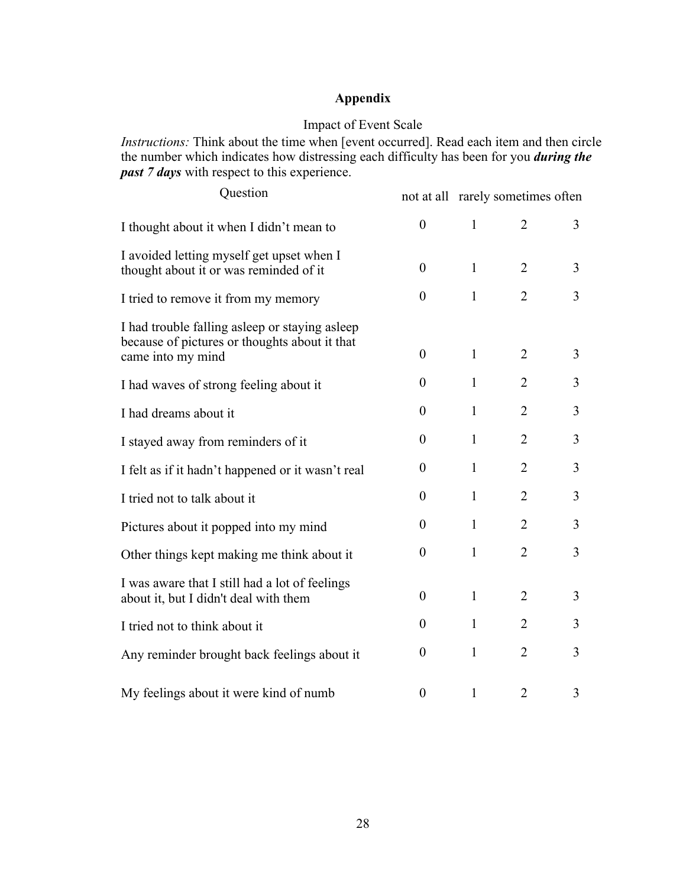# Appendix

Impact of Event Scale

*Instructions:* Think about the time when [event occurred]. Read each item and then circle the number which indicates how distressing each difficulty has been for you ***during the past 7 days*** with respect to this experience.

| Question | not at all | rarely | sometimes | often |
|---|---|---|---|---|
| I thought about it when I didn't mean to | 0 | 1 | 2 | 3 |
| I avoided letting myself get upset when I thought about it or was reminded of it | 0 | 1 | 2 | 3 |
| I tried to remove it from my memory | 0 | 1 | 2 | 3 |
| I had trouble falling asleep or staying asleep because of pictures or thoughts about it that came into my mind | 0 | 1 | 2 | 3 |
| I had waves of strong feeling about it | 0 | 1 | 2 | 3 |
| I had dreams about it | 0 | 1 | 2 | 3 |
| I stayed away from reminders of it | 0 | 1 | 2 | 3 |
| I felt as if it hadn't happened or it wasn't real | 0 | 1 | 2 | 3 |
| I tried not to talk about it | 0 | 1 | 2 | 3 |
| Pictures about it popped into my mind | 0 | 1 | 2 | 3 |
| Other things kept making me think about it | 0 | 1 | 2 | 3 |
| I was aware that I still had a lot of feelings about it, but I didn't deal with them | 0 | 1 | 2 | 3 |
| I tried not to think about it | 0 | 1 | 2 | 3 |
| Any reminder brought back feelings about it | 0 | 1 | 2 | 3 |
| My feelings about it were kind of numb | 0 | 1 | 2 | 3 |